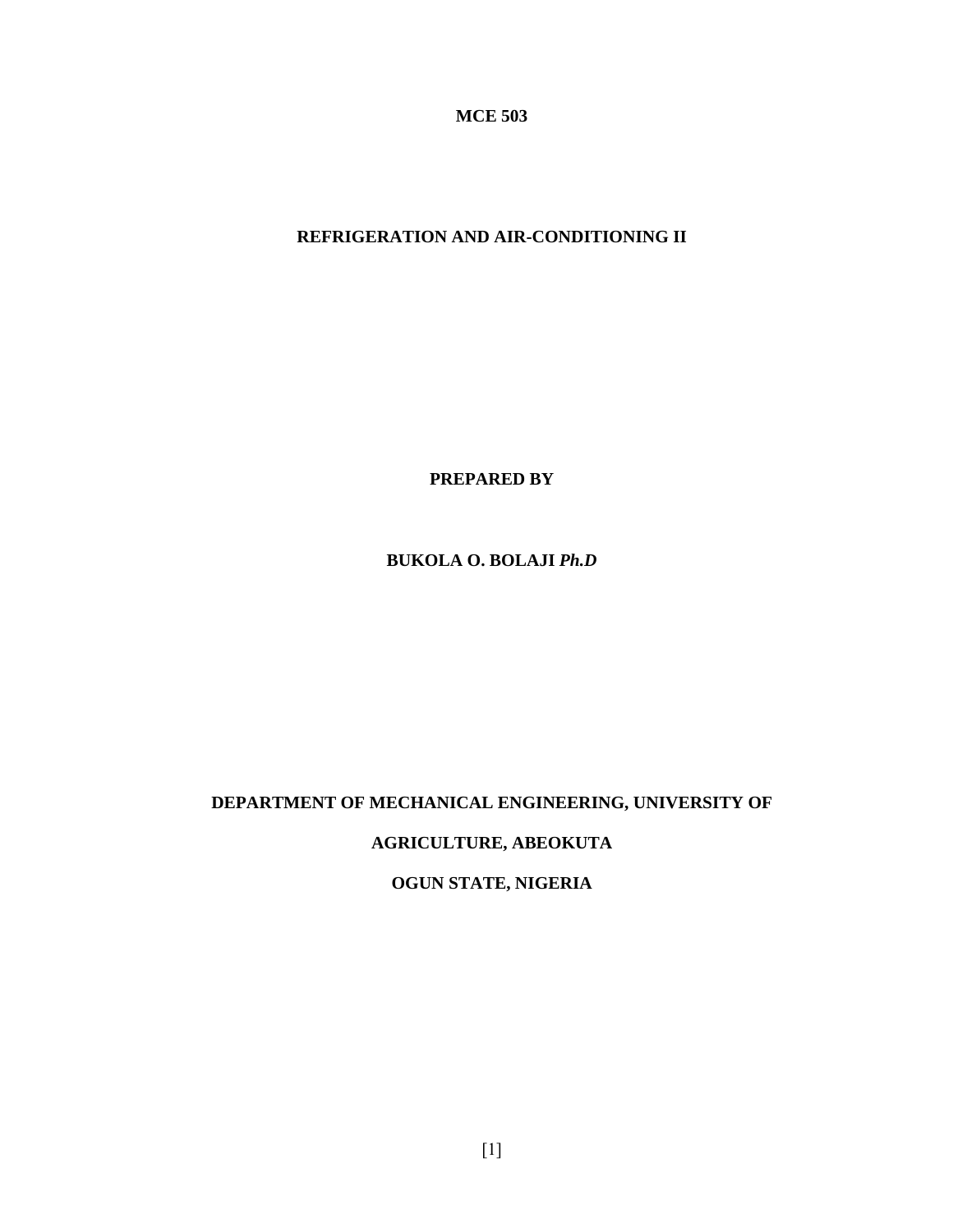**MCE 503**

# REFRIGERATION AND AIR-CONDITIONING II

**PREPARED BY**

**BUKOLA O. BOLAJI *Ph.D***

**DEPARTMENT OF MECHANICAL ENGINEERING, UNIVERSITY OF AGRICULTURE, ABEOKUTA**

**OGUN STATE, NIGERIA**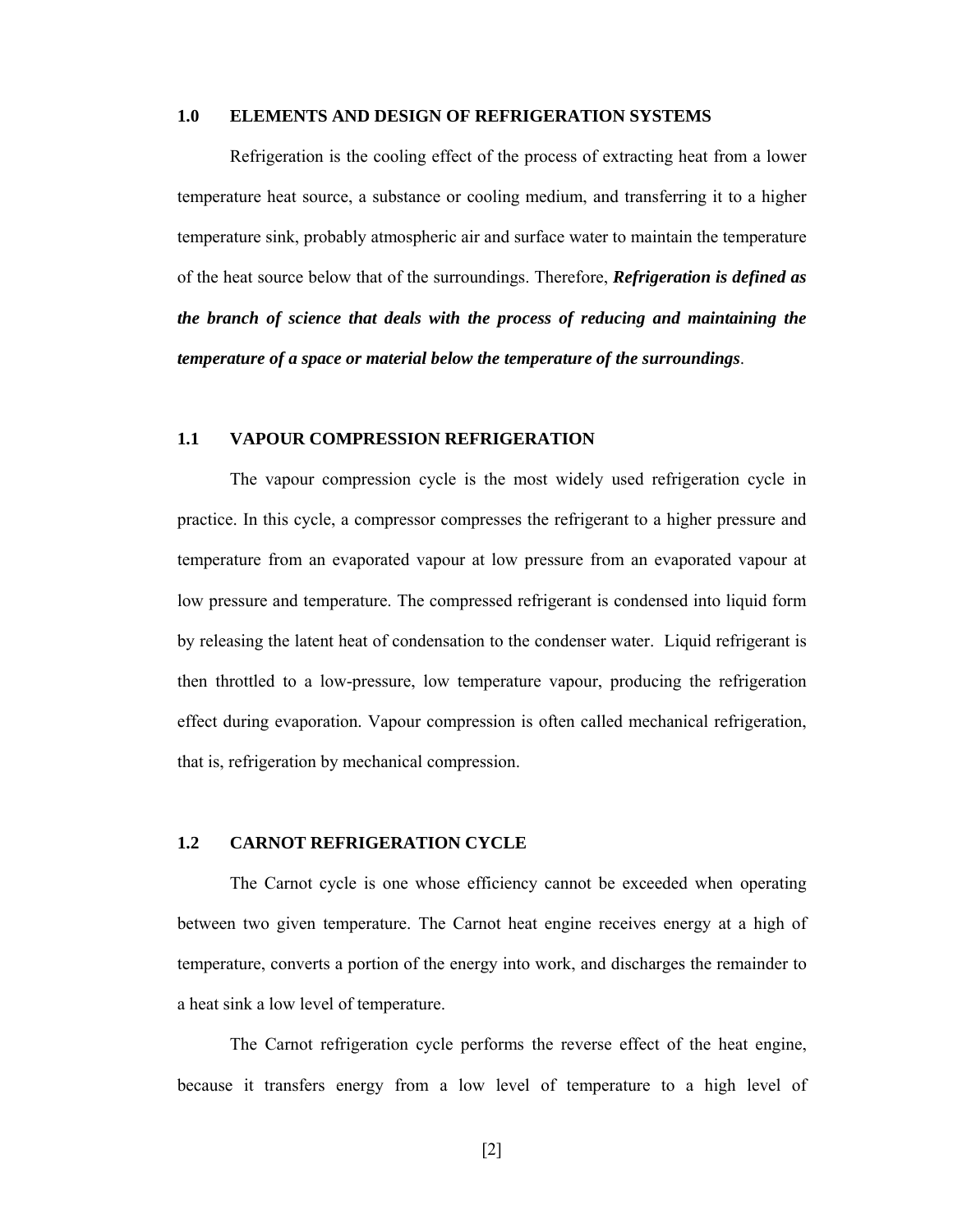## 1.0 ELEMENTS AND DESIGN OF REFRIGERATION SYSTEMS

Refrigeration is the cooling effect of the process of extracting heat from a lower temperature heat source, a substance or cooling medium, and transferring it to a higher temperature sink, probably atmospheric air and surface water to maintain the temperature of the heat source below that of the surroundings. Therefore, ***Refrigeration is defined as the branch of science that deals with the process of reducing and maintaining the temperature of a space or material below the temperature of the surroundings***.

### 1.1 VAPOUR COMPRESSION REFRIGERATION

The vapour compression cycle is the most widely used refrigeration cycle in practice. In this cycle, a compressor compresses the refrigerant to a higher pressure and temperature from an evaporated vapour at low pressure from an evaporated vapour at low pressure and temperature. The compressed refrigerant is condensed into liquid form by releasing the latent heat of condensation to the condenser water. Liquid refrigerant is then throttled to a low-pressure, low temperature vapour, producing the refrigeration effect during evaporation. Vapour compression is often called mechanical refrigeration, that is, refrigeration by mechanical compression.

### 1.2 CARNOT REFRIGERATION CYCLE

The Carnot cycle is one whose efficiency cannot be exceeded when operating between two given temperature. The Carnot heat engine receives energy at a high of temperature, converts a portion of the energy into work, and discharges the remainder to a heat sink a low level of temperature.

The Carnot refrigeration cycle performs the reverse effect of the heat engine, because it transfers energy from a low level of temperature to a high level of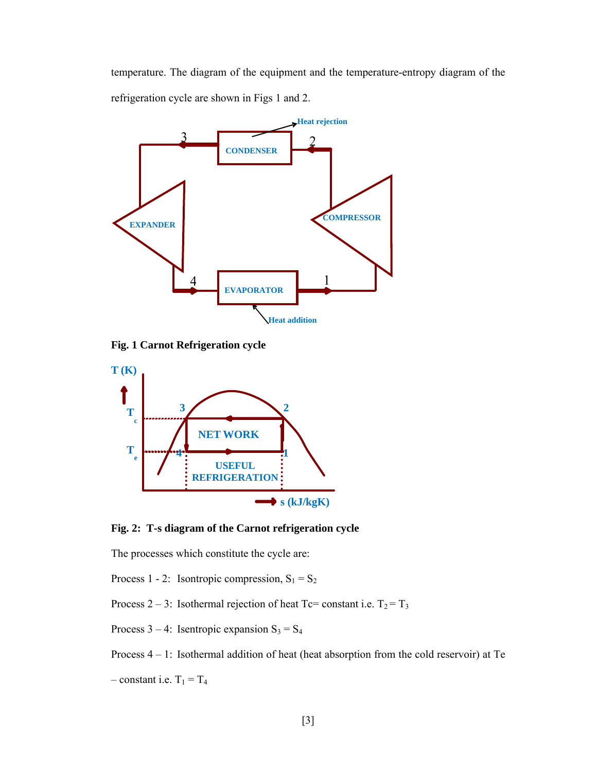temperature. The diagram of the equipment and the temperature-entropy diagram of the refrigeration cycle are shown in Figs 1 and 2.

**Fig. 1 Carnot Refrigeration cycle**

**Fig. 2: T-s diagram of the Carnot refrigeration cycle**

The processes which constitute the cycle are:

Process 1 - 2: Isontropic compression, $S_1 = S_2$

Process 2 – 3: Isothermal rejection of heat Tc= constant i.e. $T_2 = T_3$

Process 3 – 4: Isentropic expansion $S_3 = S_4$

Process 4 – 1: Isothermal addition of heat (heat absorption from the cold reservoir) at Te – constant i.e. $T_1 = T_4$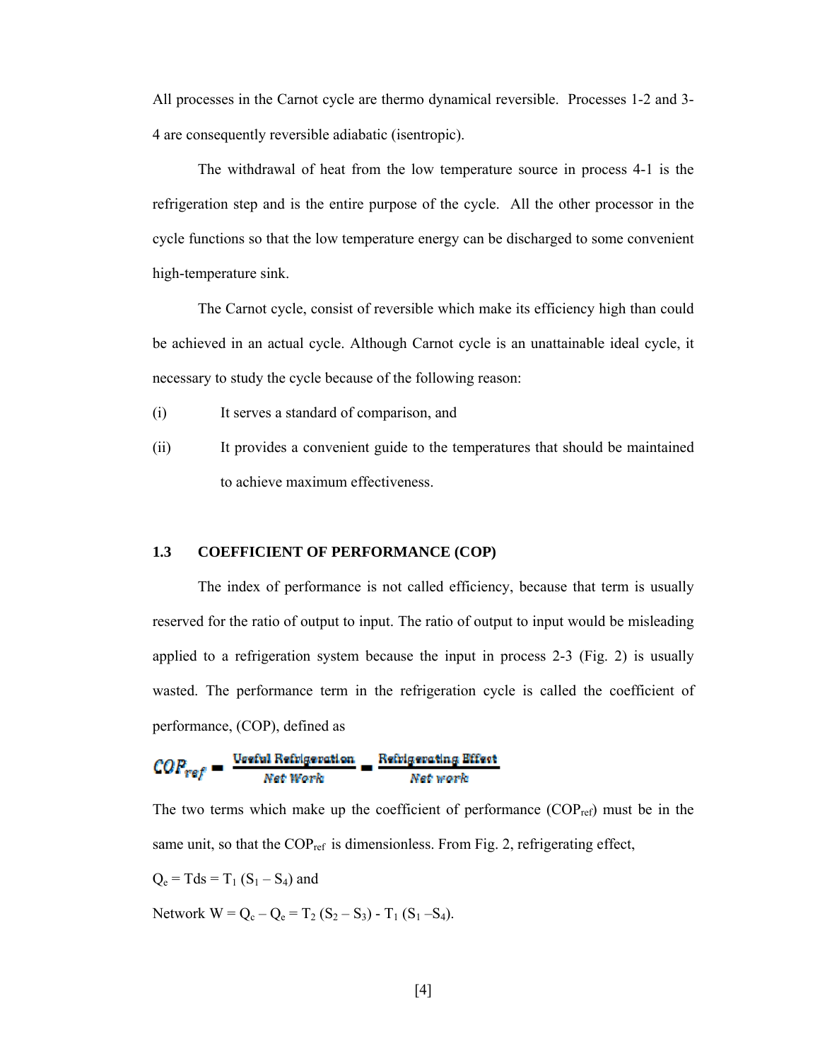All processes in the Carnot cycle are thermo dynamical reversible. Processes 1-2 and 3-4 are consequently reversible adiabatic (isentropic).

The withdrawal of heat from the low temperature source in process 4-1 is the refrigeration step and is the entire purpose of the cycle. All the other processor in the cycle functions so that the low temperature energy can be discharged to some convenient high-temperature sink.

The Carnot cycle, consist of reversible which make its efficiency high than could be achieved in an actual cycle. Although Carnot cycle is an unattainable ideal cycle, it necessary to study the cycle because of the following reason:

(i) It serves a standard of comparison, and

(ii) It provides a convenient guide to the temperatures that should be maintained to achieve maximum effectiveness.

### 1.3 COEFFICIENT OF PERFORMANCE (COP)

The index of performance is not called efficiency, because that term is usually reserved for the ratio of output to input. The ratio of output to input would be misleading applied to a refrigeration system because the input in process 2-3 (Fig. 2) is usually wasted. The performance term in the refrigeration cycle is called the coefficient of performance, (COP), defined as

$$COP_{ref} = \frac{\text{Useful Refrigeration}}{\text{Net Work}} = \frac{\text{Refrigerating Effect}}{\text{Net work}}$$

The two terms which make up the coefficient of performance ($COP_{ref}$) must be in the same unit, so that the $COP_{ref}$ is dimensionless. From Fig. 2, refrigerating effect,

$Q_e = Tds = T_1 (S_1 - S_4)$ and

Network $W = Q_c - Q_e = T_2 (S_2 - S_3) - T_1 (S_1 - S_4)$.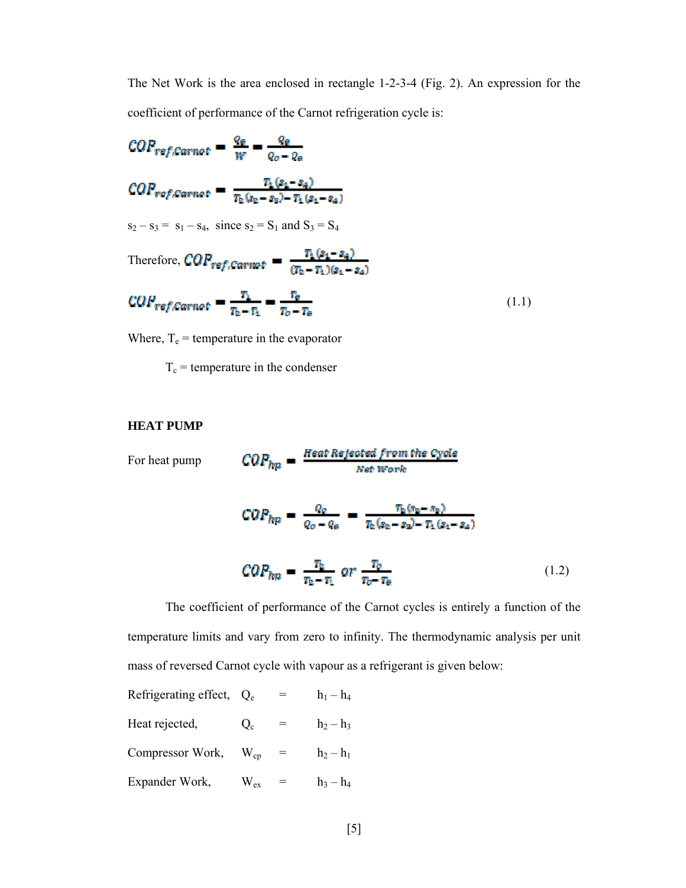The Net Work is the area enclosed in rectangle 1-2-3-4 (Fig. 2). An expression for the coefficient of performance of the Carnot refrigeration cycle is:

$$COP_{ref,Carnot} = \frac{Q_e}{W} = \frac{Q_e}{Q_c - Q_e}$$

$$COP_{ref,Carnot} = \frac{T_1(s_1 - s_4)}{T_2(s_2 - s_3) - T_1(s_1 - s_4)}$$

$s_2 - s_3 = s_1 - s_4$, since $s_2 = S_1$ and $S_3 = S_4$

Therefore, $COP_{ref,Carnot} = \dfrac{T_1(s_1 - s_4)}{(T_2 - T_1)(s_1 - s_4)}$

$$COP_{ref,Carnot} = \frac{T_1}{T_2 - T_1} = \frac{T_e}{T_c - T_e} \tag{1.1}$$

Where, $T_e$ = temperature in the evaporator

$T_c$ = temperature in the condenser

**HEAT PUMP**

For heat pump $$COP_{hp} = \frac{\text{Heat Rejected from the Cycle}}{\text{Net Work}}$$

$$COP_{hp} = \frac{Q_c}{Q_c - Q_e} = \frac{T_2(s_2 - s_3)}{T_2(s_2 - s_3) - T_1(s_1 - s_4)}$$

$$COP_{hp} = \frac{T_2}{T_2 - T_1} \text{ or } \frac{T_c}{T_c - T_e} \tag{1.2}$$

The coefficient of performance of the Carnot cycles is entirely a function of the temperature limits and vary from zero to infinity. The thermodynamic analysis per unit mass of reversed Carnot cycle with vapour as a refrigerant is given below:

Refrigerating effect, $Q_e = h_1 - h_4$

Heat rejected, $Q_c = h_2 - h_3$

Compressor Work, $W_{cp} = h_2 - h_1$

Expander Work, $W_{ex} = h_3 - h_4$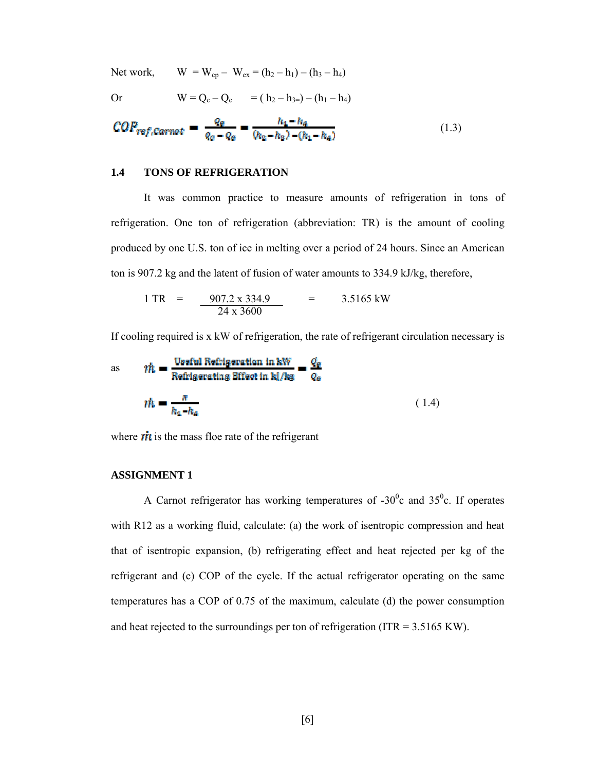Net work, $W = W_{cp} - W_{ex} = (h_2 - h_1) - (h_3 - h_4)$

Or $W = Q_c - Q_e = (h_2 - h_{3=}) - (h_1 - h_4)$

$$COP_{ref,Carnot} = \frac{Q_e}{Q_c - Q_e} = \frac{h_1 - h_4}{(h_2 - h_3) - (h_1 - h_4)} \quad (1.3)$$

## 1.4 TONS OF REFRIGERATION

It was common practice to measure amounts of refrigeration in tons of refrigeration. One ton of refrigeration (abbreviation: TR) is the amount of cooling produced by one U.S. ton of ice in melting over a period of 24 hours. Since an American ton is 907.2 kg and the latent of fusion of water amounts to 334.9 kJ/kg, therefore,

$$1 \text{ TR} = \frac{907.2 \times 334.9}{24 \times 3600} = 3.5165 \text{ kW}$$

If cooling required is x kW of refrigeration, the rate of refrigerant circulation necessary is

as $$\dot{m} = \frac{\text{Useful Refrigeration in kW}}{\text{Refrigerating Effect in kJ/kg}} = \frac{Q_e}{Q_e}$$

$$\dot{m} = \frac{x}{h_1 - h_4} \quad (1.4)$$

where $\dot{m}$ is the mass floe rate of the refrigerant

**ASSIGNMENT 1**

A Carnot refrigerator has working temperatures of -30$^0$c and 35$^0$c. If operates with R12 as a working fluid, calculate: (a) the work of isentropic compression and heat that of isentropic expansion, (b) refrigerating effect and heat rejected per kg of the refrigerant and (c) COP of the cycle. If the actual refrigerator operating on the same temperatures has a COP of 0.75 of the maximum, calculate (d) the power consumption and heat rejected to the surroundings per ton of refrigeration (ITR = 3.5165 KW).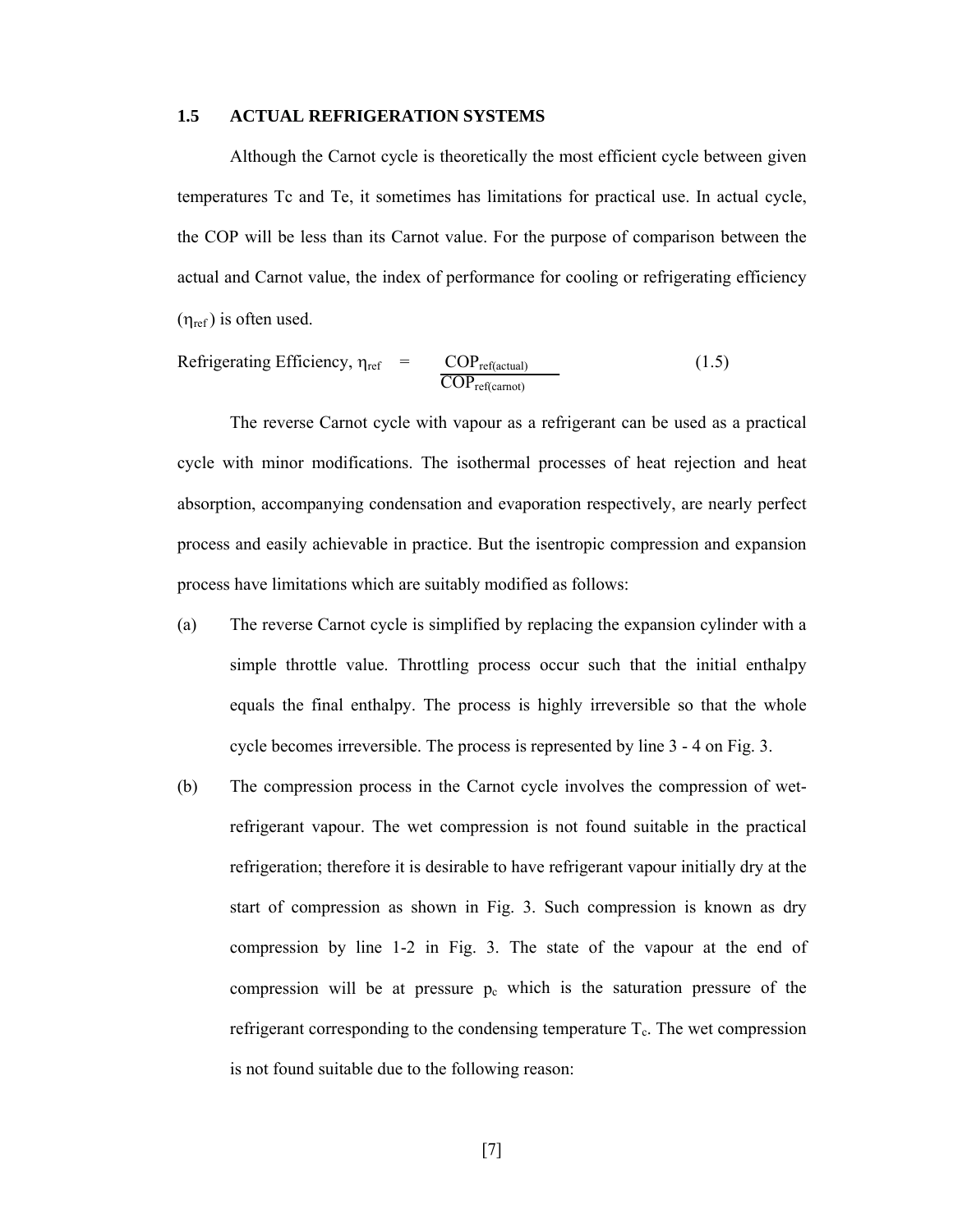## 1.5 ACTUAL REFRIGERATION SYSTEMS

Although the Carnot cycle is theoretically the most efficient cycle between given temperatures Tc and Te, it sometimes has limitations for practical use. In actual cycle, the COP will be less than its Carnot value. For the purpose of comparison between the actual and Carnot value, the index of performance for cooling or refrigerating efficiency ($\eta_{ref}$) is often used.

$$\text{Refrigerating Efficiency, } \eta_{ref} = \frac{COP_{ref(actual)}}{COP_{ref(carnot)}} \tag{1.5}$$

The reverse Carnot cycle with vapour as a refrigerant can be used as a practical cycle with minor modifications. The isothermal processes of heat rejection and heat absorption, accompanying condensation and evaporation respectively, are nearly perfect process and easily achievable in practice. But the isentropic compression and expansion process have limitations which are suitably modified as follows:

(a) The reverse Carnot cycle is simplified by replacing the expansion cylinder with a simple throttle value. Throttling process occur such that the initial enthalpy equals the final enthalpy. The process is highly irreversible so that the whole cycle becomes irreversible. The process is represented by line 3 - 4 on Fig. 3.

(b) The compression process in the Carnot cycle involves the compression of wet-refrigerant vapour. The wet compression is not found suitable in the practical refrigeration; therefore it is desirable to have refrigerant vapour initially dry at the start of compression as shown in Fig. 3. Such compression is known as dry compression by line 1-2 in Fig. 3. The state of the vapour at the end of compression will be at pressure $p_c$ which is the saturation pressure of the refrigerant corresponding to the condensing temperature $T_c$. The wet compression is not found suitable due to the following reason: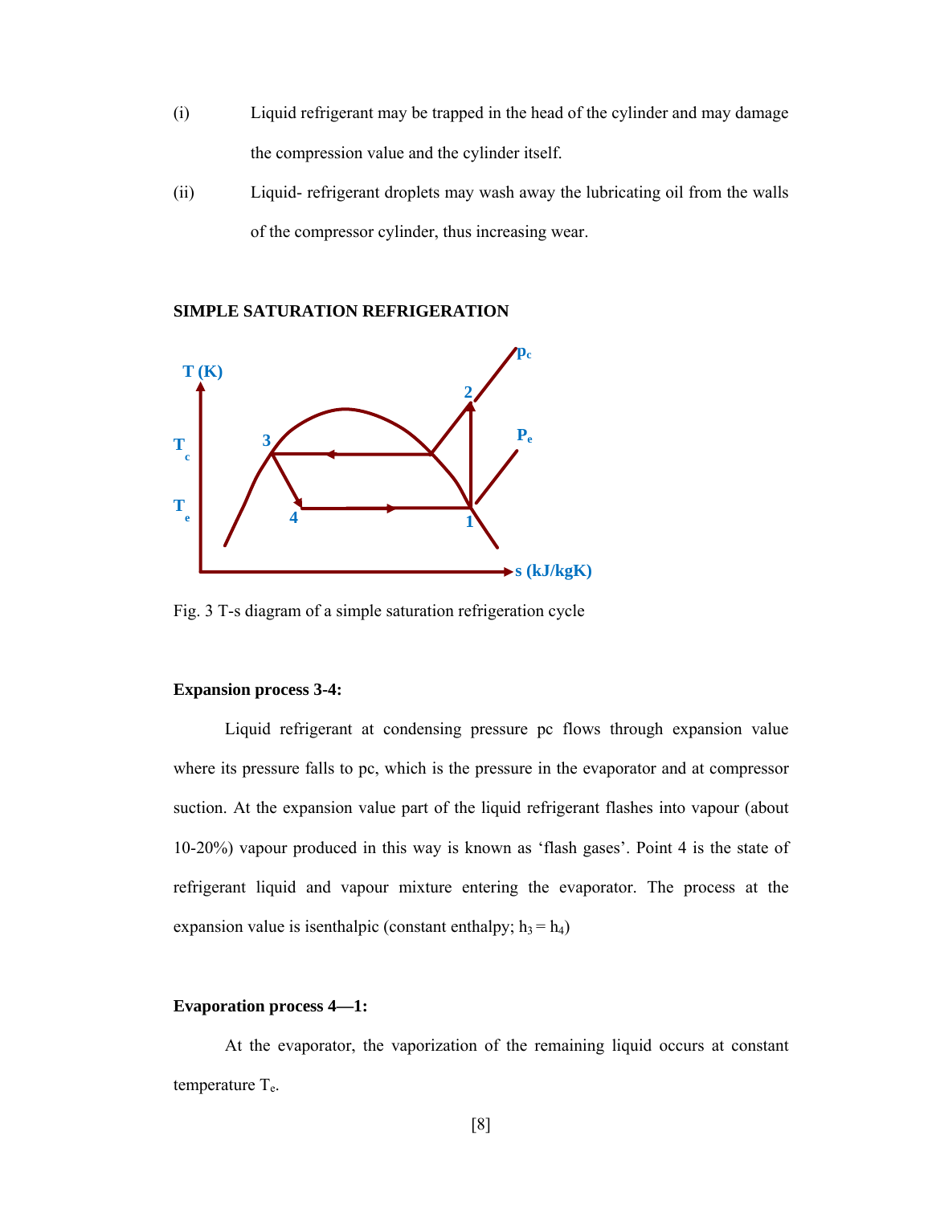(i) Liquid refrigerant may be trapped in the head of the cylinder and may damage the compression value and the cylinder itself.

(ii) Liquid- refrigerant droplets may wash away the lubricating oil from the walls of the compressor cylinder, thus increasing wear.

**SIMPLE SATURATION REFRIGERATION**

Fig. 3 T-s diagram of a simple saturation refrigeration cycle

**Expansion process 3-4:**

Liquid refrigerant at condensing pressure pc flows through expansion value where its pressure falls to pc, which is the pressure in the evaporator and at compressor suction. At the expansion value part of the liquid refrigerant flashes into vapour (about 10-20%) vapour produced in this way is known as 'flash gases'. Point 4 is the state of refrigerant liquid and vapour mixture entering the evaporator. The process at the expansion value is isenthalpic (constant enthalpy; $h_3 = h_4$)

**Evaporation process 4—1:**

At the evaporator, the vaporization of the remaining liquid occurs at constant temperature $T_e$.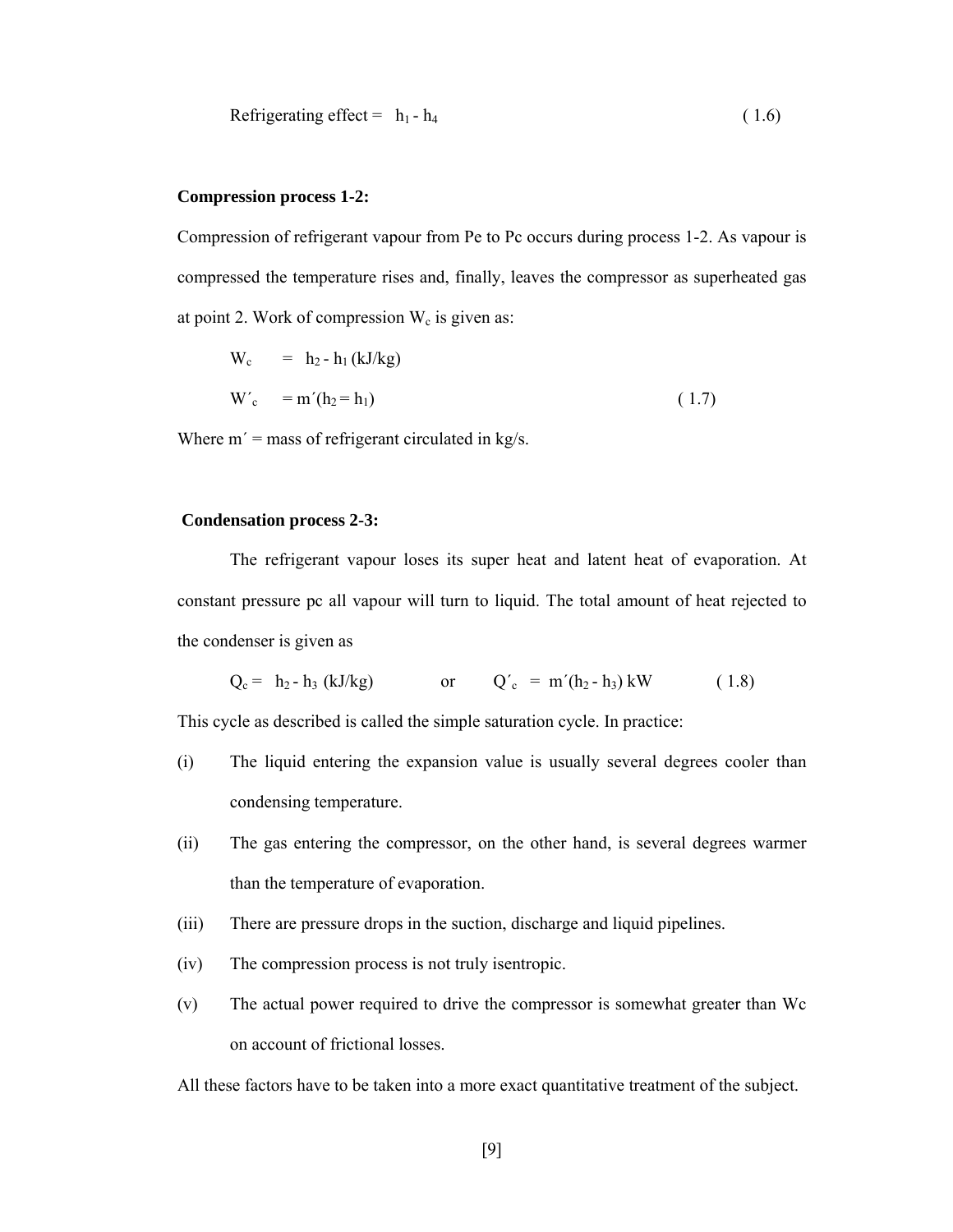Refrigerating effect = $h_1 - h_4$ (1.6)

**Compression process 1-2:**

Compression of refrigerant vapour from Pe to Pc occurs during process 1-2. As vapour is compressed the temperature rises and, finally, leaves the compressor as superheated gas at point 2. Work of compression $W_c$ is given as:

$$W_c = h_2 - h_1 \text{ (kJ/kg)}$$

$$W'_c = m'(h_2 = h_1) \quad (1.7)$$

Where $m'$ = mass of refrigerant circulated in kg/s.

**Condensation process 2-3:**

The refrigerant vapour loses its super heat and latent heat of evaporation. At constant pressure pc all vapour will turn to liquid. The total amount of heat rejected to the condenser is given as

$$Q_c = h_2 - h_3 \text{ (kJ/kg)} \quad \text{or} \quad Q'_c = m'(h_2 - h_3) \text{ kW} \quad (1.8)$$

This cycle as described is called the simple saturation cycle. In practice:

(i) The liquid entering the expansion value is usually several degrees cooler than condensing temperature.

(ii) The gas entering the compressor, on the other hand, is several degrees warmer than the temperature of evaporation.

(iii) There are pressure drops in the suction, discharge and liquid pipelines.

(iv) The compression process is not truly isentropic.

(v) The actual power required to drive the compressor is somewhat greater than Wc on account of frictional losses.

All these factors have to be taken into a more exact quantitative treatment of the subject.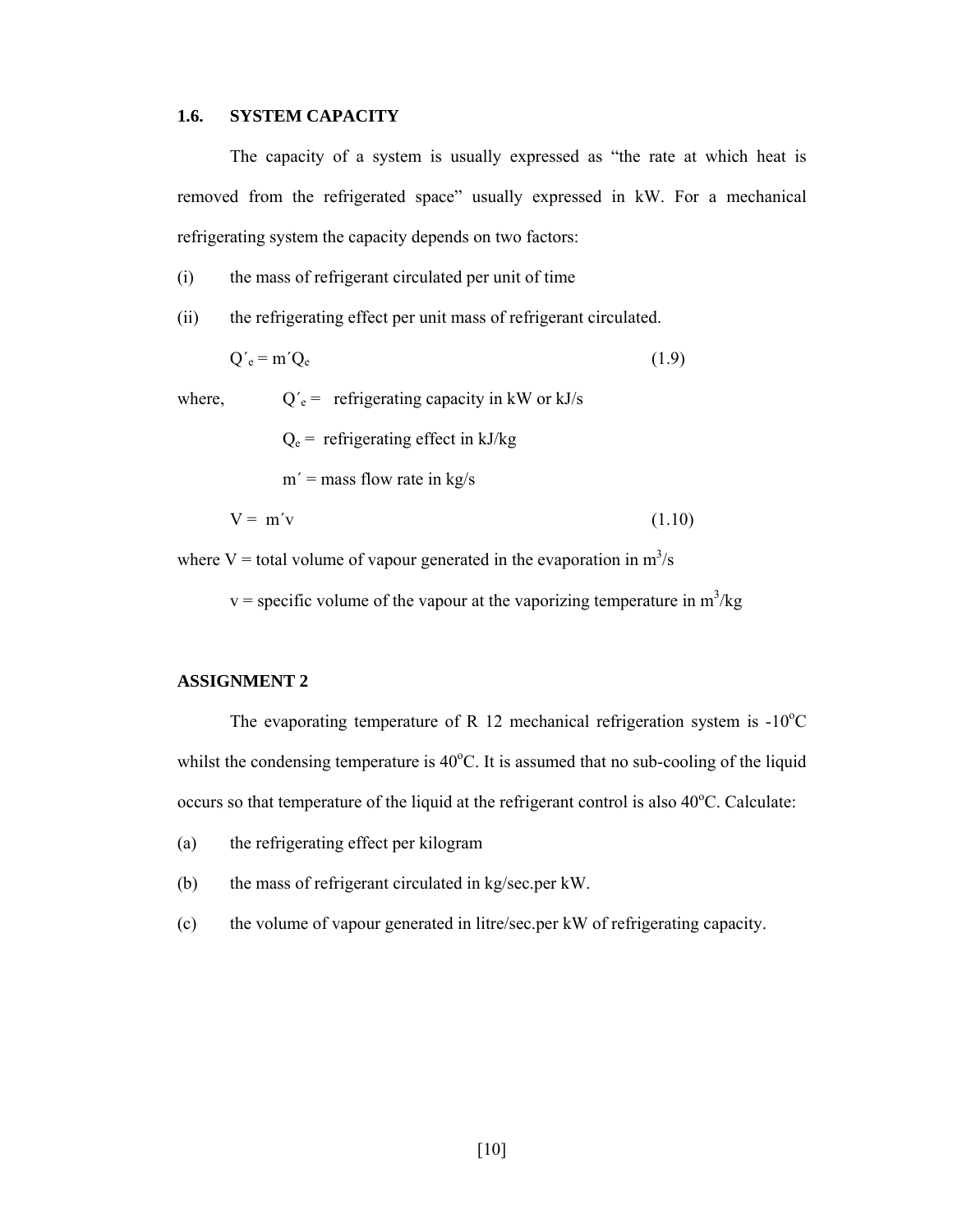## 1.6. SYSTEM CAPACITY

The capacity of a system is usually expressed as "the rate at which heat is removed from the refrigerated space" usually expressed in kW. For a mechanical refrigerating system the capacity depends on two factors:

(i) the mass of refrigerant circulated per unit of time

(ii) the refrigerating effect per unit mass of refrigerant circulated.

$$Q'_e = m'Q_e \qquad (1.9)$$

where, $Q'_e$ = refrigerating capacity in kW or kJ/s

$Q_e$ = refrigerating effect in kJ/kg

$m'$ = mass flow rate in kg/s

$$V = m'v \qquad (1.10)$$

where $V$ = total volume of vapour generated in the evaporation in $m^3/s$

$v$ = specific volume of the vapour at the vaporizing temperature in $m^3/kg$

## ASSIGNMENT 2

The evaporating temperature of R 12 mechanical refrigeration system is -10°C whilst the condensing temperature is 40°C. It is assumed that no sub-cooling of the liquid occurs so that temperature of the liquid at the refrigerant control is also 40°C. Calculate:

(a) the refrigerating effect per kilogram

(b) the mass of refrigerant circulated in kg/sec.per kW.

(c) the volume of vapour generated in litre/sec.per kW of refrigerating capacity.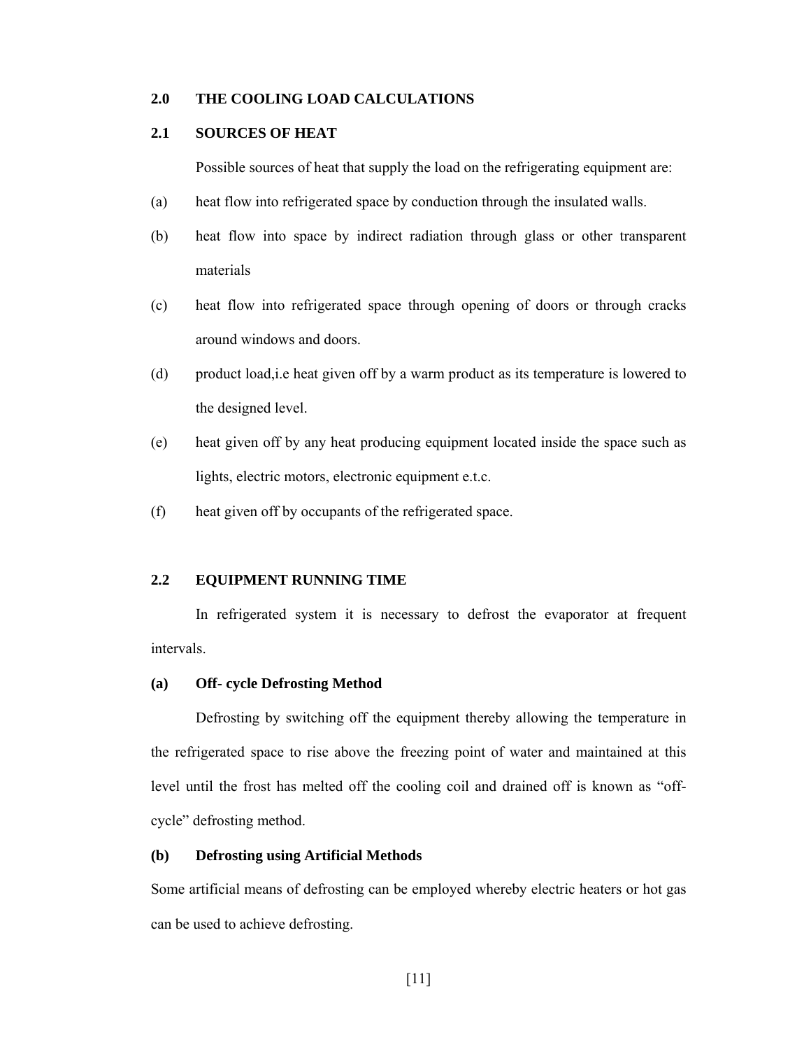## 2.0 THE COOLING LOAD CALCULATIONS

### 2.1 SOURCES OF HEAT

Possible sources of heat that supply the load on the refrigerating equipment are:

(a) heat flow into refrigerated space by conduction through the insulated walls.

(b) heat flow into space by indirect radiation through glass or other transparent materials

(c) heat flow into refrigerated space through opening of doors or through cracks around windows and doors.

(d) product load,i.e heat given off by a warm product as its temperature is lowered to the designed level.

(e) heat given off by any heat producing equipment located inside the space such as lights, electric motors, electronic equipment e.t.c.

(f) heat given off by occupants of the refrigerated space.

### 2.2 EQUIPMENT RUNNING TIME

In refrigerated system it is necessary to defrost the evaporator at frequent intervals.

**(a) Off- cycle Defrosting Method**

Defrosting by switching off the equipment thereby allowing the temperature in the refrigerated space to rise above the freezing point of water and maintained at this level until the frost has melted off the cooling coil and drained off is known as "off-cycle" defrosting method.

**(b) Defrosting using Artificial Methods**

Some artificial means of defrosting can be employed whereby electric heaters or hot gas can be used to achieve defrosting.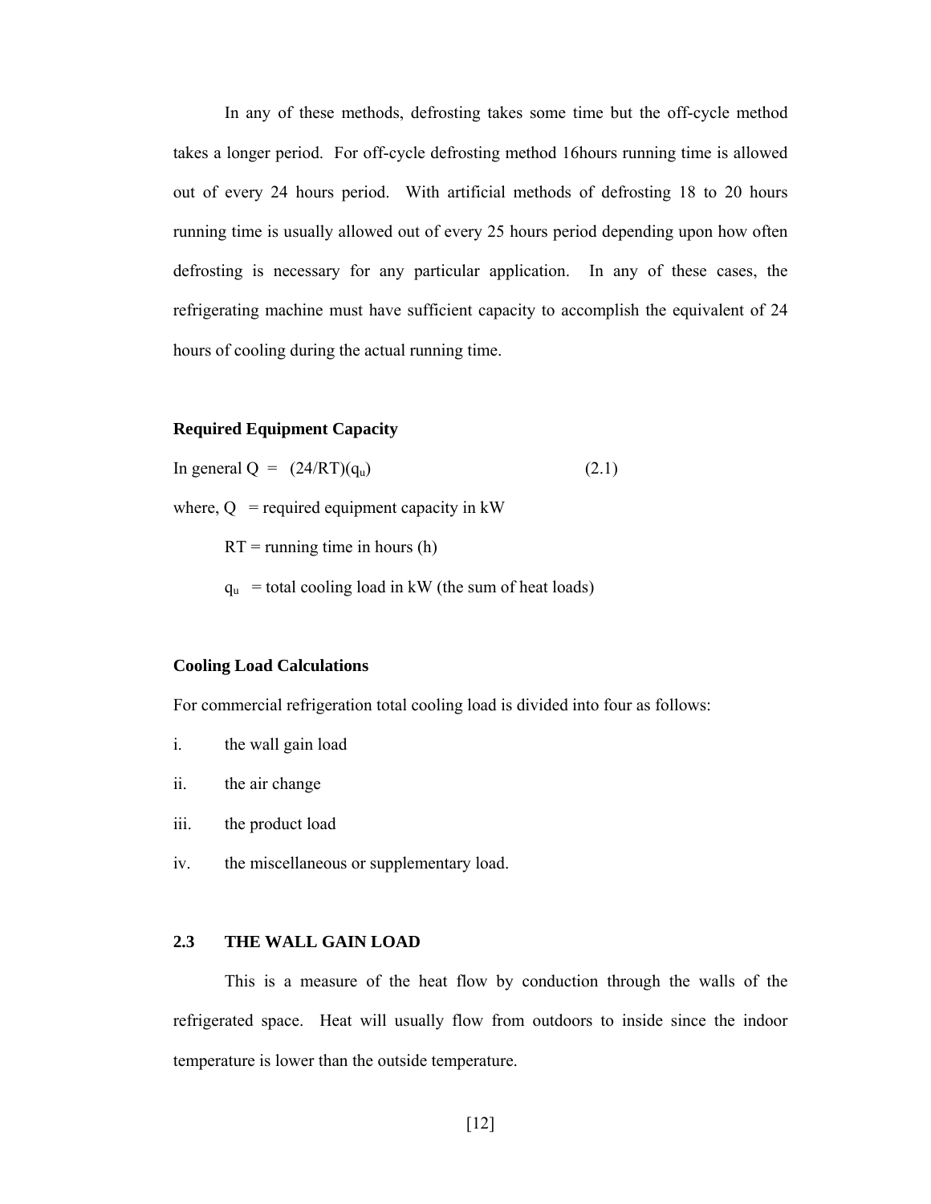In any of these methods, defrosting takes some time but the off-cycle method takes a longer period. For off-cycle defrosting method 16hours running time is allowed out of every 24 hours period. With artificial methods of defrosting 18 to 20 hours running time is usually allowed out of every 25 hours period depending upon how often defrosting is necessary for any particular application. In any of these cases, the refrigerating machine must have sufficient capacity to accomplish the equivalent of 24 hours of cooling during the actual running time.

**Required Equipment Capacity**

In general $Q = (24/RT)(q_u)$ (2.1)

where, $Q$ = required equipment capacity in kW

$RT$ = running time in hours (h)

$q_u$ = total cooling load in kW (the sum of heat loads)

**Cooling Load Calculations**

For commercial refrigeration total cooling load is divided into four as follows:

i. the wall gain load

ii. the air change

iii. the product load

iv. the miscellaneous or supplementary load.

## 2.3 THE WALL GAIN LOAD

This is a measure of the heat flow by conduction through the walls of the refrigerated space. Heat will usually flow from outdoors to inside since the indoor temperature is lower than the outside temperature.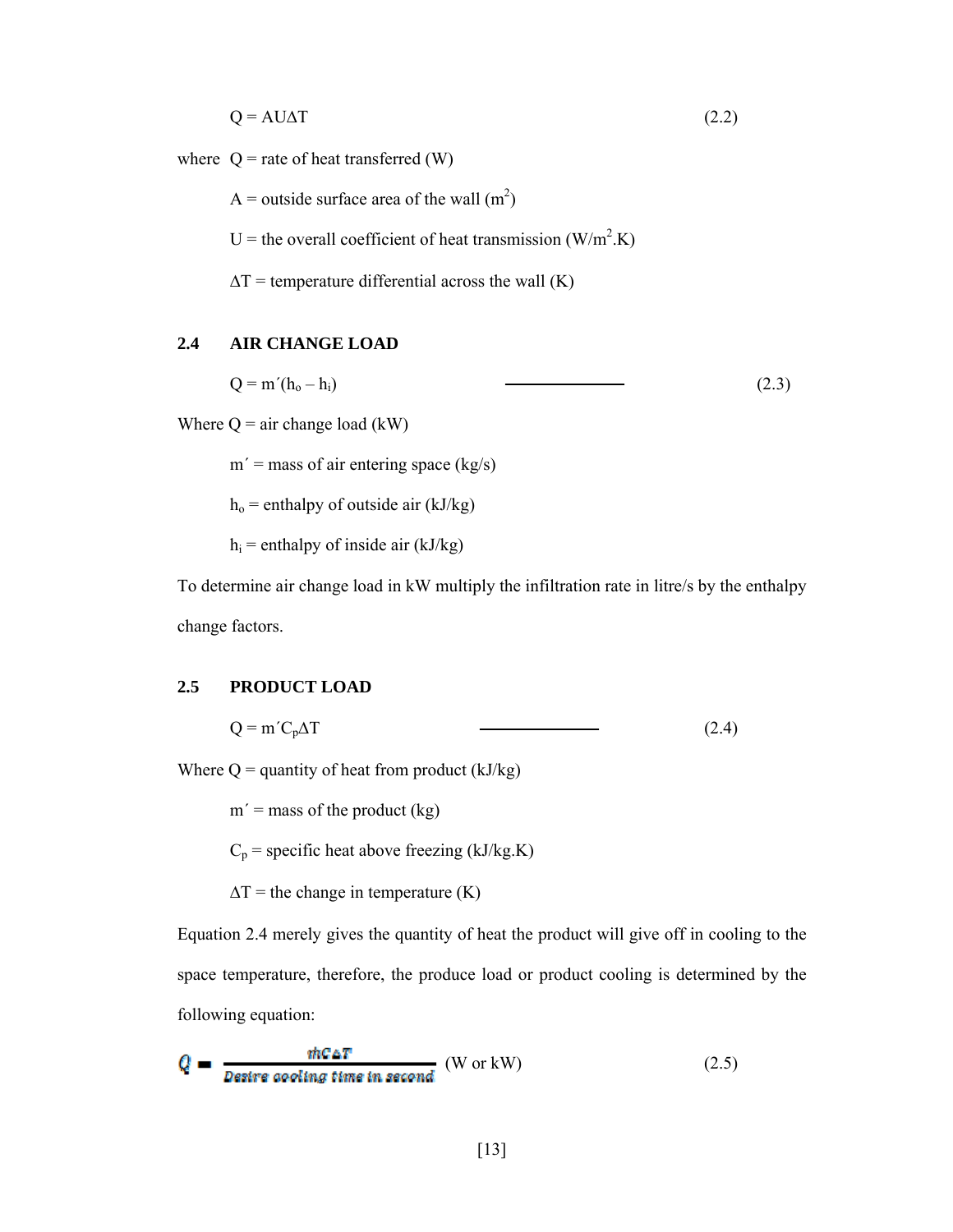$$Q = AU\Delta T \tag{2.2}$$

where $Q$ = rate of heat transferred (W)

$A$ = outside surface area of the wall ($m^2$)

$U$ = the overall coefficient of heat transmission ($W/m^2.K$)

$\Delta T$ = temperature differential across the wall (K)

## 2.4 AIR CHANGE LOAD

$$Q = m'(h_o - h_i) \tag{2.3}$$

Where $Q$ = air change load (kW)

$m'$ = mass of air entering space (kg/s)

$h_o$ = enthalpy of outside air (kJ/kg)

$h_i$ = enthalpy of inside air (kJ/kg)

To determine air change load in kW multiply the infiltration rate in litre/s by the enthalpy change factors.

## 2.5 PRODUCT LOAD

$$Q = m'C_p\Delta T \tag{2.4}$$

Where $Q$ = quantity of heat from product (kJ/kg)

$m'$ = mass of the product (kg)

$C_p$ = specific heat above freezing (kJ/kg.K)

$\Delta T$ = the change in temperature (K)

Equation 2.4 merely gives the quantity of heat the product will give off in cooling to the space temperature, therefore, the produce load or product cooling is determined by the following equation:

$$Q = \frac{mC\Delta T}{\text{Desire cooling time in second}} \text{ (W or kW)} \tag{2.5}$$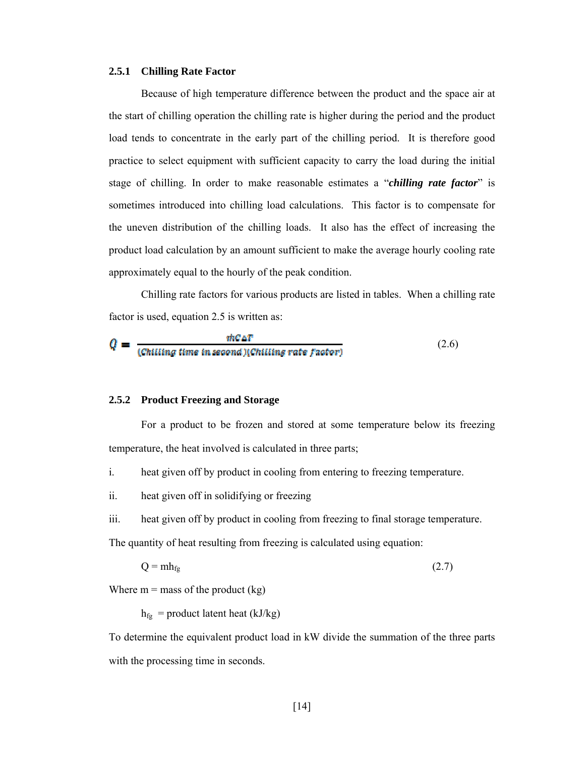### 2.5.1 Chilling Rate Factor

Because of high temperature difference between the product and the space air at the start of chilling operation the chilling rate is higher during the period and the product load tends to concentrate in the early part of the chilling period. It is therefore good practice to select equipment with sufficient capacity to carry the load during the initial stage of chilling. In order to make reasonable estimates a "***chilling rate factor***" is sometimes introduced into chilling load calculations. This factor is to compensate for the uneven distribution of the chilling loads. It also has the effect of increasing the product load calculation by an amount sufficient to make the average hourly cooling rate approximately equal to the hourly of the peak condition.

Chilling rate factors for various products are listed in tables. When a chilling rate factor is used, equation 2.5 is written as:

$$Q = \frac{\dot{m}C\Delta T}{(\text{Chilling time in second})(\text{Chilling rate factor})} \tag{2.6}$$

### 2.5.2 Product Freezing and Storage

For a product to be frozen and stored at some temperature below its freezing temperature, the heat involved is calculated in three parts;

i. heat given off by product in cooling from entering to freezing temperature.

ii. heat given off in solidifying or freezing

iii. heat given off by product in cooling from freezing to final storage temperature.

The quantity of heat resulting from freezing is calculated using equation:

$$Q = mh_{fg} \tag{2.7}$$

Where m = mass of the product (kg)

$h_{fg}$ = product latent heat (kJ/kg)

To determine the equivalent product load in kW divide the summation of the three parts with the processing time in seconds.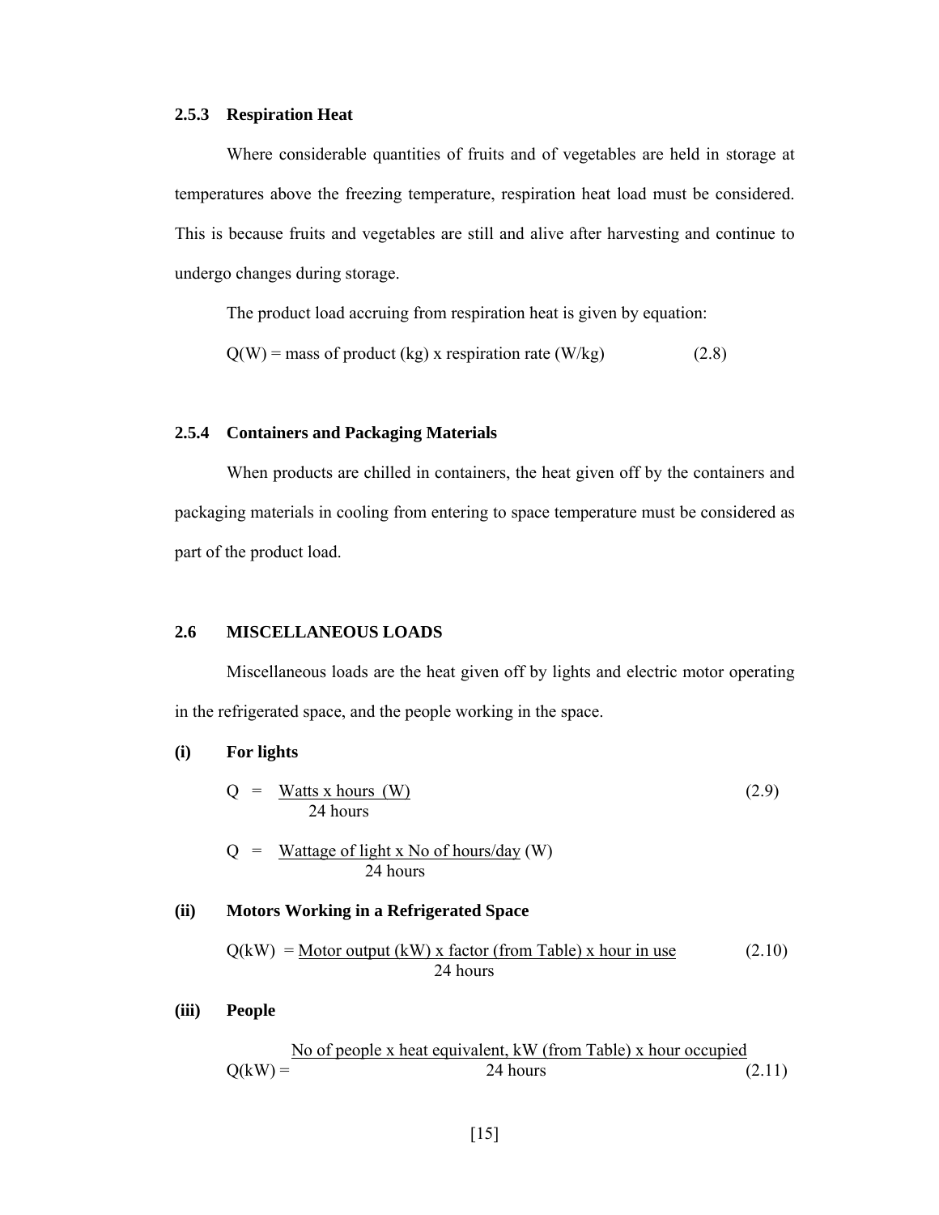### 2.5.3 Respiration Heat

Where considerable quantities of fruits and of vegetables are held in storage at temperatures above the freezing temperature, respiration heat load must be considered. This is because fruits and vegetables are still and alive after harvesting and continue to undergo changes during storage.

The product load accruing from respiration heat is given by equation:

$$Q(W) = \text{mass of product (kg)} \times \text{respiration rate (W/kg)} \tag{2.8}$$

### 2.5.4 Containers and Packaging Materials

When products are chilled in containers, the heat given off by the containers and packaging materials in cooling from entering to space temperature must be considered as part of the product load.

## 2.6 MISCELLANEOUS LOADS

Miscellaneous loads are the heat given off by lights and electric motor operating in the refrigerated space, and the people working in the space.

**(i) For lights**

$$Q = \frac{\text{Watts} \times \text{hours}}{24 \text{ hours}} \text{ (W)} \tag{2.9}$$

$$Q = \frac{\text{Wattage of light} \times \text{No of hours/day}}{24 \text{ hours}} \text{ (W)}$$

**(ii) Motors Working in a Refrigerated Space**

$$Q(kW) = \frac{\text{Motor output (kW)} \times \text{factor (from Table)} \times \text{hour in use}}{24 \text{ hours}} \tag{2.10}$$

**(iii) People**

$$Q(kW) = \frac{\text{No of people} \times \text{heat equivalent, kW (from Table)} \times \text{hour occupied}}{24 \text{ hours}} \tag{2.11}$$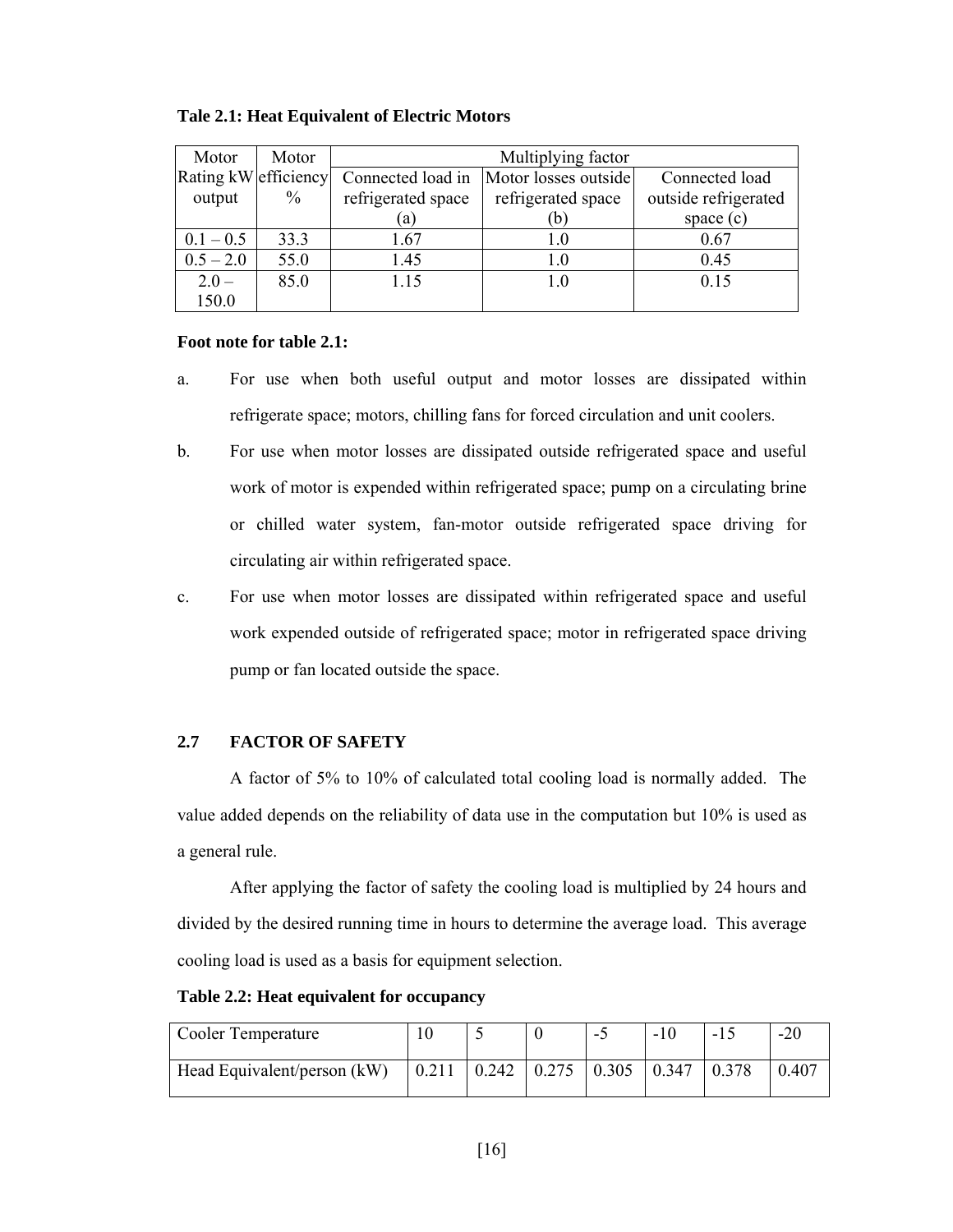**Tale 2.1: Heat Equivalent of Electric Motors**

| Motor Rating kW output | Motor efficiency % | Multiplying factor | | |
|---|---|---|---|---|
| | | Connected load in refrigerated space (a) | Motor losses outside refrigerated space (b) | Connected load outside refrigerated space (c) |
| 0.1 – 0.5 | 33.3 | 1.67 | 1.0 | 0.67 |
| 0.5 – 2.0 | 55.0 | 1.45 | 1.0 | 0.45 |
| 2.0 – 150.0 | 85.0 | 1.15 | 1.0 | 0.15 |

**Foot note for table 2.1:**

a. For use when both useful output and motor losses are dissipated within refrigerate space; motors, chilling fans for forced circulation and unit coolers.

b. For use when motor losses are dissipated outside refrigerated space and useful work of motor is expended within refrigerated space; pump on a circulating brine or chilled water system, fan-motor outside refrigerated space driving for circulating air within refrigerated space.

c. For use when motor losses are dissipated within refrigerated space and useful work expended outside of refrigerated space; motor in refrigerated space driving pump or fan located outside the space.

## 2.7 FACTOR OF SAFETY

A factor of 5% to 10% of calculated total cooling load is normally added. The value added depends on the reliability of data use in the computation but 10% is used as a general rule.

After applying the factor of safety the cooling load is multiplied by 24 hours and divided by the desired running time in hours to determine the average load. This average cooling load is used as a basis for equipment selection.

**Table 2.2: Heat equivalent for occupancy**

| Cooler Temperature | 10 | 5 | 0 | -5 | -10 | -15 | -20 |
|---|---|---|---|---|---|---|---|
| Head Equivalent/person (kW) | 0.211 | 0.242 | 0.275 | 0.305 | 0.347 | 0.378 | 0.407 |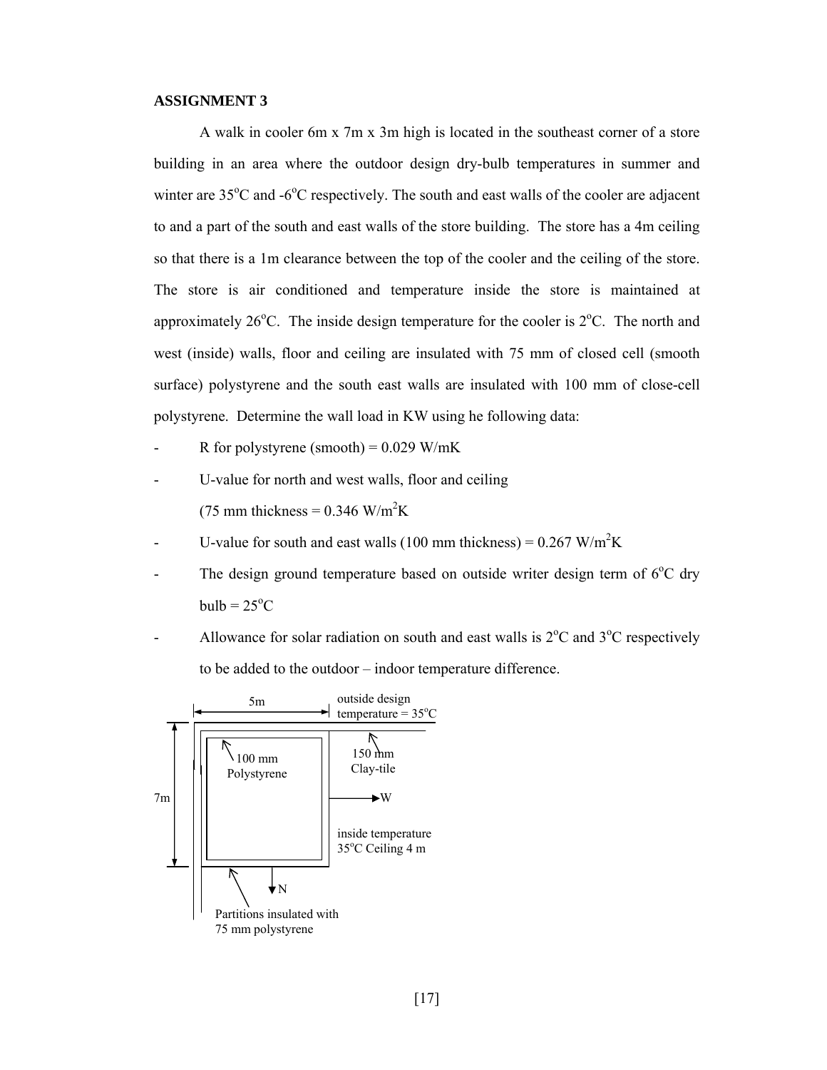**ASSIGNMENT 3**

A walk in cooler 6m x 7m x 3m high is located in the southeast corner of a store building in an area where the outdoor design dry-bulb temperatures in summer and winter are 35°C and -6°C respectively. The south and east walls of the cooler are adjacent to and a part of the south and east walls of the store building. The store has a 4m ceiling so that there is a 1m clearance between the top of the cooler and the ceiling of the store. The store is air conditioned and temperature inside the store is maintained at approximately 26°C. The inside design temperature for the cooler is 2°C. The north and west (inside) walls, floor and ceiling are insulated with 75 mm of closed cell (smooth surface) polystyrene and the south east walls are insulated with 100 mm of close-cell polystyrene. Determine the wall load in KW using he following data:

- R for polystyrene (smooth) = 0.029 W/mK
- U-value for north and west walls, floor and ceiling (75 mm thickness = 0.346 W/m$^2$K
- U-value for south and east walls (100 mm thickness) = 0.267 W/m$^2$K
- The design ground temperature based on outside writer design term of 6°C dry bulb = 25°C
- Allowance for solar radiation on south and east walls is 2°C and 3°C respectively to be added to the outdoor – indoor temperature difference.

5m

outside design temperature = 35°C

100 mm Polystyrene

150 mm Clay-tile

7m

W

inside temperature 35°C Ceiling 4 m

N

Partitions insulated with 75 mm polystyrene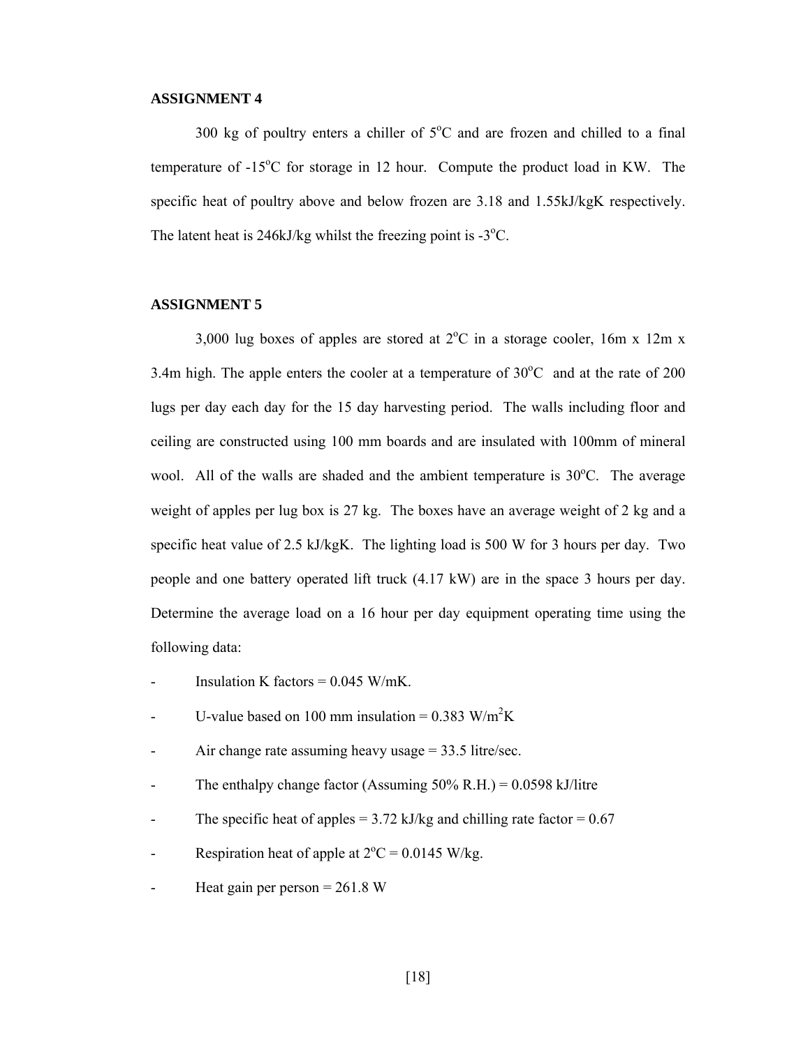**ASSIGNMENT 4**

300 kg of poultry enters a chiller of 5°C and are frozen and chilled to a final temperature of -15°C for storage in 12 hour. Compute the product load in KW. The specific heat of poultry above and below frozen are 3.18 and 1.55kJ/kgK respectively. The latent heat is 246kJ/kg whilst the freezing point is -3°C.

**ASSIGNMENT 5**

3,000 lug boxes of apples are stored at 2°C in a storage cooler, 16m x 12m x 3.4m high. The apple enters the cooler at a temperature of 30°C and at the rate of 200 lugs per day each day for the 15 day harvesting period. The walls including floor and ceiling are constructed using 100 mm boards and are insulated with 100mm of mineral wool. All of the walls are shaded and the ambient temperature is 30°C. The average weight of apples per lug box is 27 kg. The boxes have an average weight of 2 kg and a specific heat value of 2.5 kJ/kgK. The lighting load is 500 W for 3 hours per day. Two people and one battery operated lift truck (4.17 kW) are in the space 3 hours per day. Determine the average load on a 16 hour per day equipment operating time using the following data:

- Insulation K factors = 0.045 W/mK.
- U-value based on 100 mm insulation = 0.383 $W/m^2K$
- Air change rate assuming heavy usage = 33.5 litre/sec.
- The enthalpy change factor (Assuming 50% R.H.) = 0.0598 kJ/litre
- The specific heat of apples = 3.72 kJ/kg and chilling rate factor = 0.67
- Respiration heat of apple at 2°C = 0.0145 W/kg.
- Heat gain per person = 261.8 W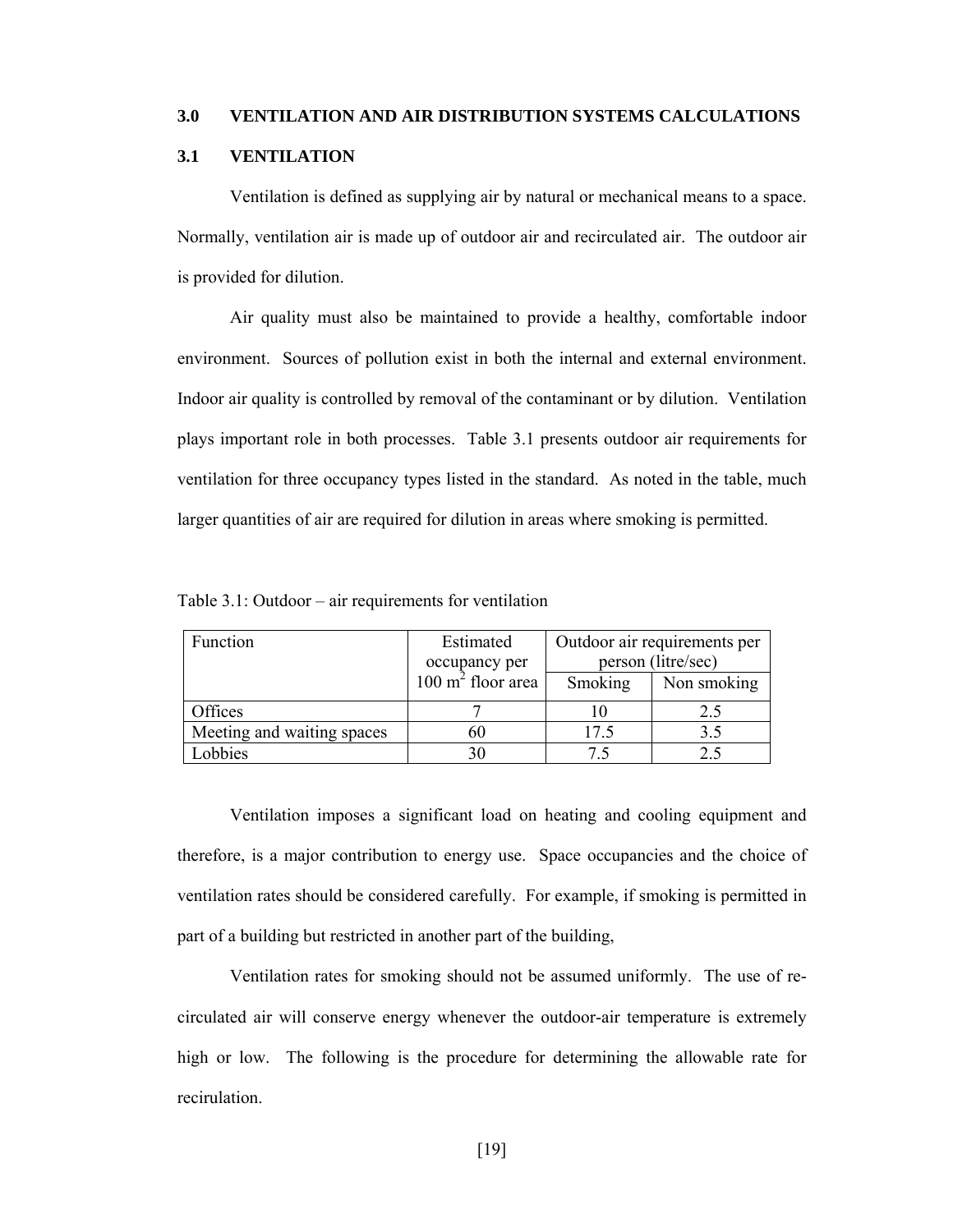# 3.0 VENTILATION AND AIR DISTRIBUTION SYSTEMS CALCULATIONS

## 3.1 VENTILATION

Ventilation is defined as supplying air by natural or mechanical means to a space. Normally, ventilation air is made up of outdoor air and recirculated air. The outdoor air is provided for dilution.

Air quality must also be maintained to provide a healthy, comfortable indoor environment. Sources of pollution exist in both the internal and external environment. Indoor air quality is controlled by removal of the contaminant or by dilution. Ventilation plays important role in both processes. Table 3.1 presents outdoor air requirements for ventilation for three occupancy types listed in the standard. As noted in the table, much larger quantities of air are required for dilution in areas where smoking is permitted.

Table 3.1: Outdoor – air requirements for ventilation

| Function | Estimated occupancy per 100 $m^2$ floor area | Outdoor air requirements per person (litre/sec) | |
|---|---|---|---|
| | | Smoking | Non smoking |
| Offices | 7 | 10 | 2.5 |
| Meeting and waiting spaces | 60 | 17.5 | 3.5 |
| Lobbies | 30 | 7.5 | 2.5 |

Ventilation imposes a significant load on heating and cooling equipment and therefore, is a major contribution to energy use. Space occupancies and the choice of ventilation rates should be considered carefully. For example, if smoking is permitted in part of a building but restricted in another part of the building,

Ventilation rates for smoking should not be assumed uniformly. The use of re-circulated air will conserve energy whenever the outdoor-air temperature is extremely high or low. The following is the procedure for determining the allowable rate for recirulation.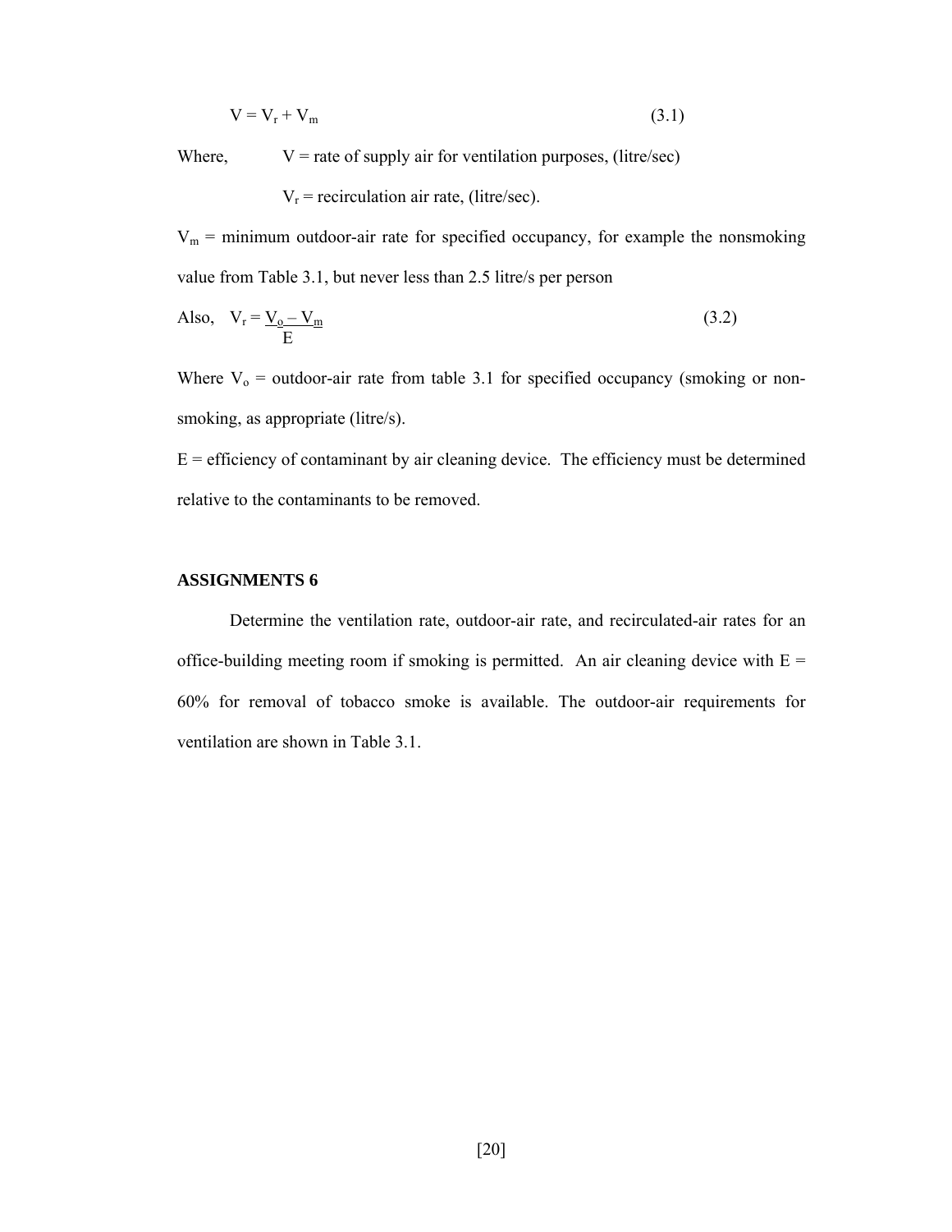$$V = V_r + V_m \tag{3.1}$$

Where, $V$ = rate of supply air for ventilation purposes, (litre/sec)

$V_r$ = recirculation air rate, (litre/sec).

$V_m$ = minimum outdoor-air rate for specified occupancy, for example the nonsmoking value from Table 3.1, but never less than 2.5 litre/s per person

Also,

$$V_r = \frac{V_o - V_m}{E} \tag{3.2}$$

Where $V_o$ = outdoor-air rate from table 3.1 for specified occupancy (smoking or non-smoking, as appropriate (litre/s).

$E$ = efficiency of contaminant by air cleaning device. The efficiency must be determined relative to the contaminants to be removed.

**ASSIGNMENTS 6**

Determine the ventilation rate, outdoor-air rate, and recirculated-air rates for an office-building meeting room if smoking is permitted. An air cleaning device with E = 60% for removal of tobacco smoke is available. The outdoor-air requirements for ventilation are shown in Table 3.1.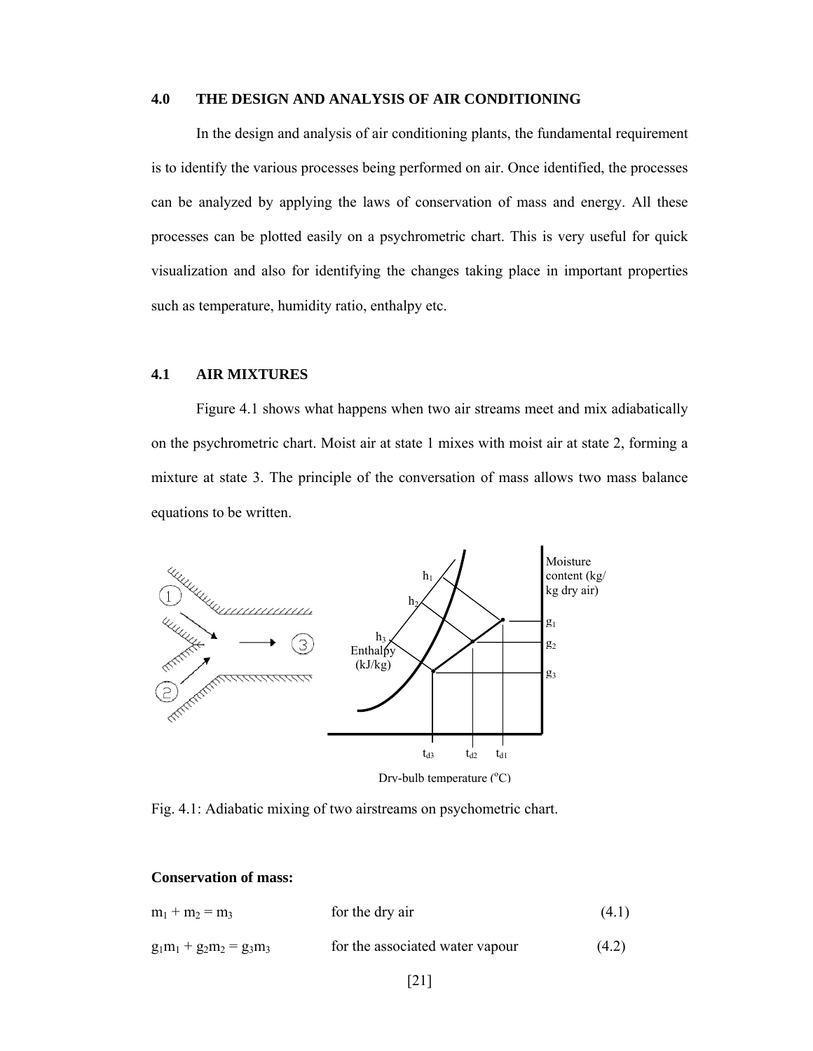## 4.0 THE DESIGN AND ANALYSIS OF AIR CONDITIONING

In the design and analysis of air conditioning plants, the fundamental requirement is to identify the various processes being performed on air. Once identified, the processes can be analyzed by applying the laws of conservation of mass and energy. All these processes can be plotted easily on a psychrometric chart. This is very useful for quick visualization and also for identifying the changes taking place in important properties such as temperature, humidity ratio, enthalpy etc.

### 4.1 AIR MIXTURES

Figure 4.1 shows what happens when two air streams meet and mix adiabatically on the psychrometric chart. Moist air at state 1 mixes with moist air at state 2, forming a mixture at state 3. The principle of the conversation of mass allows two mass balance equations to be written.

Fig. 4.1: Adiabatic mixing of two airstreams on psychometric chart.

**Conservation of mass:**

$m_1 + m_2 = m_3$ for the dry air (4.1)

$g_1 m_1 + g_2 m_2 = g_3 m_3$ for the associated water vapour (4.2)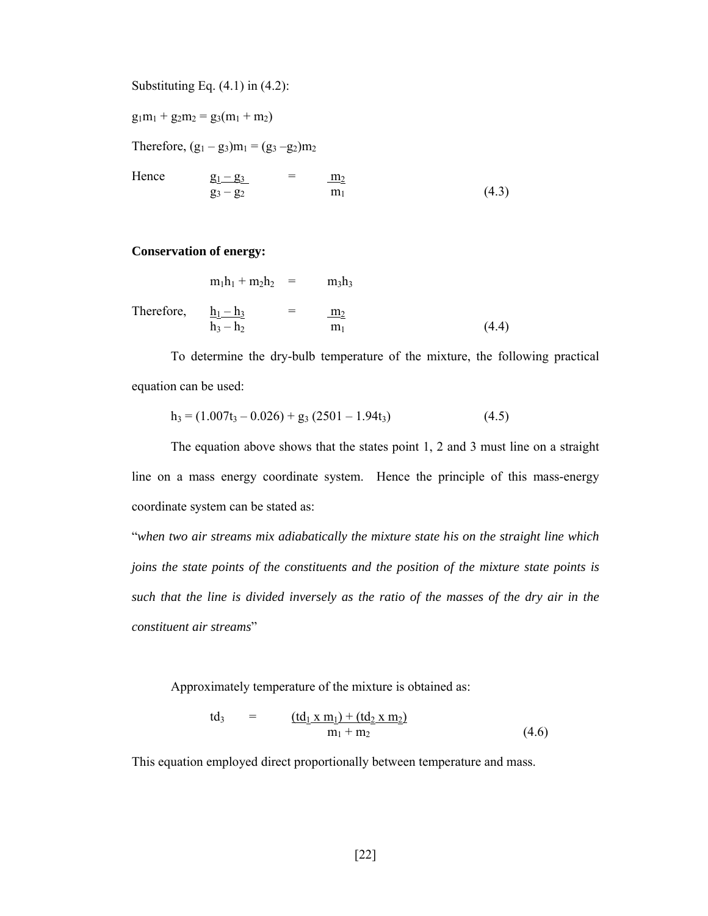Substituting Eq. (4.1) in (4.2):

$g_1m_1 + g_2m_2 = g_3(m_1 + m_2)$

Therefore, $(g_1 - g_3)m_1 = (g_3 - g_2)m_2$

Hence

$$\frac{g_1 - g_3}{g_3 - g_2} = \frac{m_2}{m_1} \tag{4.3}$$

**Conservation of energy:**

$$m_1h_1 + m_2h_2 = m_3h_3$$

Therefore,

$$\frac{h_1 - h_3}{h_3 - h_2} = \frac{m_2}{m_1} \tag{4.4}$$

To determine the dry-bulb temperature of the mixture, the following practical equation can be used:

$$h_3 = (1.007t_3 - 0.026) + g_3\,(2501 - 1.94t_3) \tag{4.5}$$

The equation above shows that the states point 1, 2 and 3 must line on a straight line on a mass energy coordinate system. Hence the principle of this mass-energy coordinate system can be stated as:

"*when two air streams mix adiabatically the mixture state his on the straight line which joins the state points of the constituents and the position of the mixture state points is such that the line is divided inversely as the ratio of the masses of the dry air in the constituent air streams*"

Approximately temperature of the mixture is obtained as:

$$td_3 = \frac{(td_1 \times m_1) + (td_2 \times m_2)}{m_1 + m_2} \tag{4.6}$$

This equation employed direct proportionally between temperature and mass.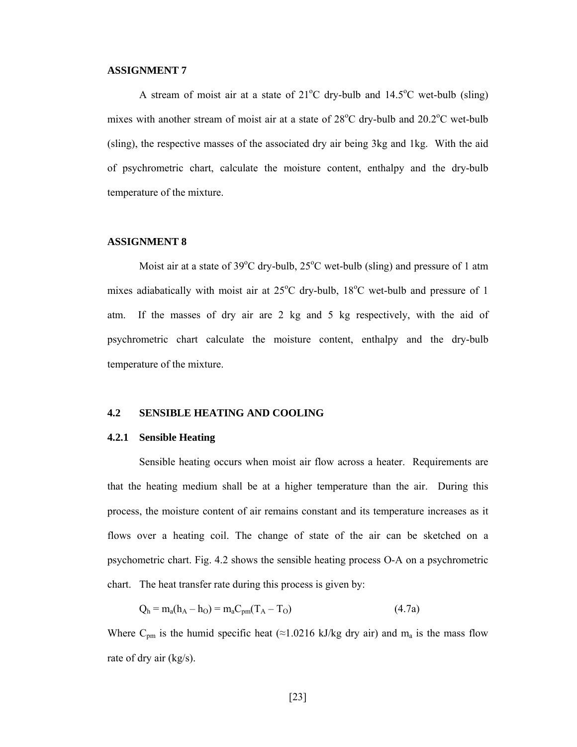**ASSIGNMENT 7**

A stream of moist air at a state of 21°C dry-bulb and 14.5°C wet-bulb (sling) mixes with another stream of moist air at a state of 28°C dry-bulb and 20.2°C wet-bulb (sling), the respective masses of the associated dry air being 3kg and 1kg. With the aid of psychrometric chart, calculate the moisture content, enthalpy and the dry-bulb temperature of the mixture.

**ASSIGNMENT 8**

Moist air at a state of 39°C dry-bulb, 25°C wet-bulb (sling) and pressure of 1 atm mixes adiabatically with moist air at 25°C dry-bulb, 18°C wet-bulb and pressure of 1 atm. If the masses of dry air are 2 kg and 5 kg respectively, with the aid of psychrometric chart calculate the moisture content, enthalpy and the dry-bulb temperature of the mixture.

## 4.2 SENSIBLE HEATING AND COOLING

### 4.2.1 Sensible Heating

Sensible heating occurs when moist air flow across a heater. Requirements are that the heating medium shall be at a higher temperature than the air. During this process, the moisture content of air remains constant and its temperature increases as it flows over a heating coil. The change of state of the air can be sketched on a psychometric chart. Fig. 4.2 shows the sensible heating process O-A on a psychrometric chart. The heat transfer rate during this process is given by:

$$Q_h = m_a(h_A - h_O) = m_a C_{pm}(T_A - T_O) \qquad (4.7a)$$

Where $C_{pm}$ is the humid specific heat (≈1.0216 kJ/kg dry air) and $m_a$ is the mass flow rate of dry air (kg/s).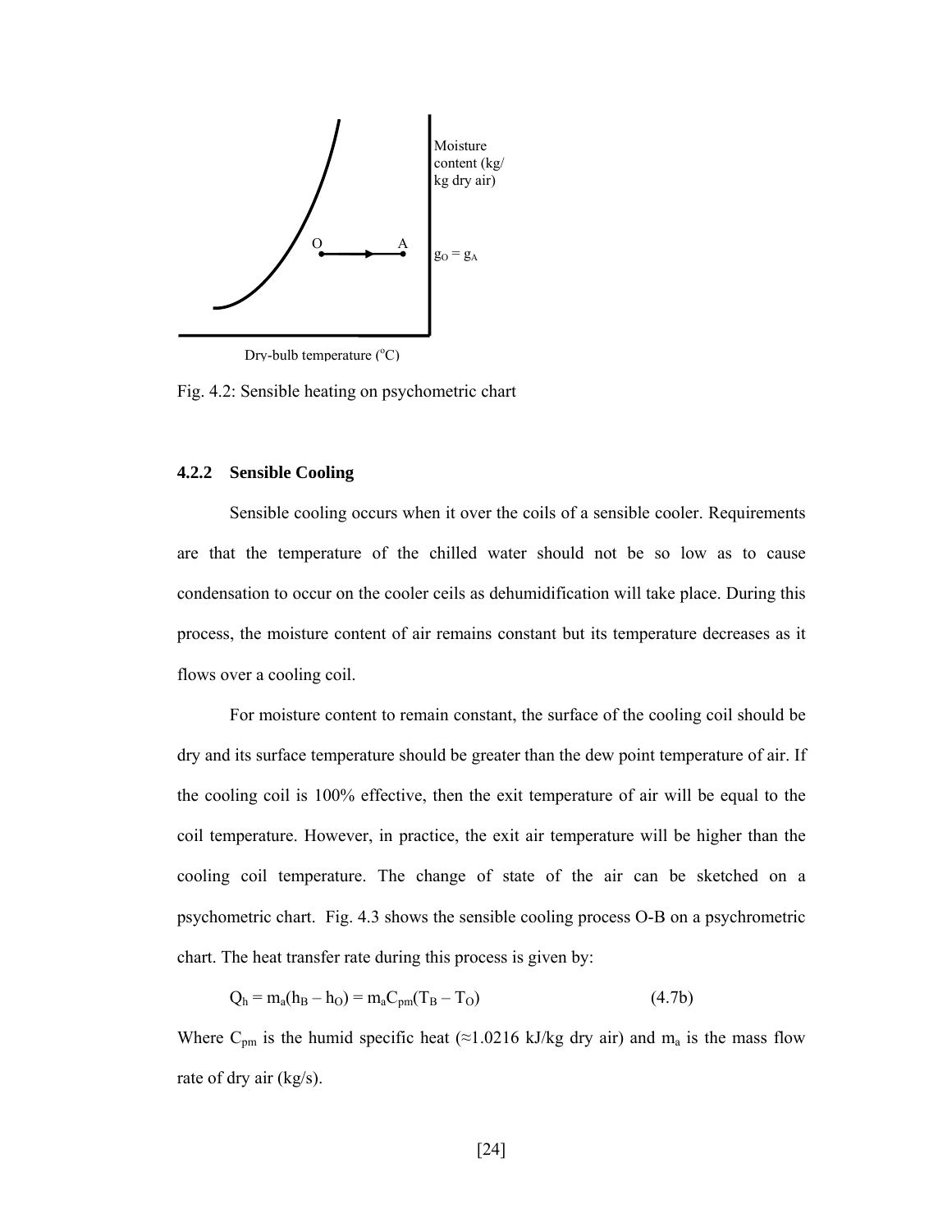Moisture content (kg/ kg dry air)

O A

$g_O = g_A$

Dry-bulb temperature (°C)

Fig. 4.2: Sensible heating on psychometric chart

### 4.2.2 Sensible Cooling

Sensible cooling occurs when it over the coils of a sensible cooler. Requirements are that the temperature of the chilled water should not be so low as to cause condensation to occur on the cooler ceils as dehumidification will take place. During this process, the moisture content of air remains constant but its temperature decreases as it flows over a cooling coil.

For moisture content to remain constant, the surface of the cooling coil should be dry and its surface temperature should be greater than the dew point temperature of air. If the cooling coil is 100% effective, then the exit temperature of air will be equal to the coil temperature. However, in practice, the exit air temperature will be higher than the cooling coil temperature. The change of state of the air can be sketched on a psychometric chart. Fig. 4.3 shows the sensible cooling process O-B on a psychrometric chart. The heat transfer rate during this process is given by:

$$Q_h = m_a(h_B - h_O) = m_aC_{pm}(T_B - T_O) \qquad (4.7b)$$

Where $C_{pm}$ is the humid specific heat (≈1.0216 kJ/kg dry air) and $m_a$ is the mass flow rate of dry air (kg/s).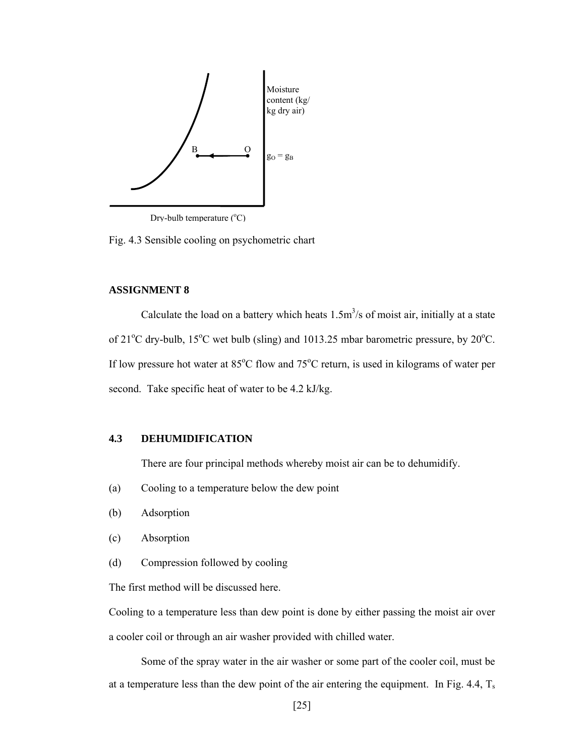Fig. 4.3 Sensible cooling on psychometric chart

### ASSIGNMENT 8

Calculate the load on a battery which heats $1.5m^3/s$ of moist air, initially at a state of $21^oC$ dry-bulb, $15^oC$ wet bulb (sling) and 1013.25 mbar barometric pressure, by $20^oC$. If low pressure hot water at $85^oC$ flow and $75^oC$ return, is used in kilograms of water per second. Take specific heat of water to be 4.2 kJ/kg.

## 4.3 DEHUMIDIFICATION

There are four principal methods whereby moist air can be to dehumidify.

(a) Cooling to a temperature below the dew point

(b) Adsorption

(c) Absorption

(d) Compression followed by cooling

The first method will be discussed here.

Cooling to a temperature less than dew point is done by either passing the moist air over a cooler coil or through an air washer provided with chilled water.

Some of the spray water in the air washer or some part of the cooler coil, must be at a temperature less than the dew point of the air entering the equipment. In Fig. 4.4, $T_s$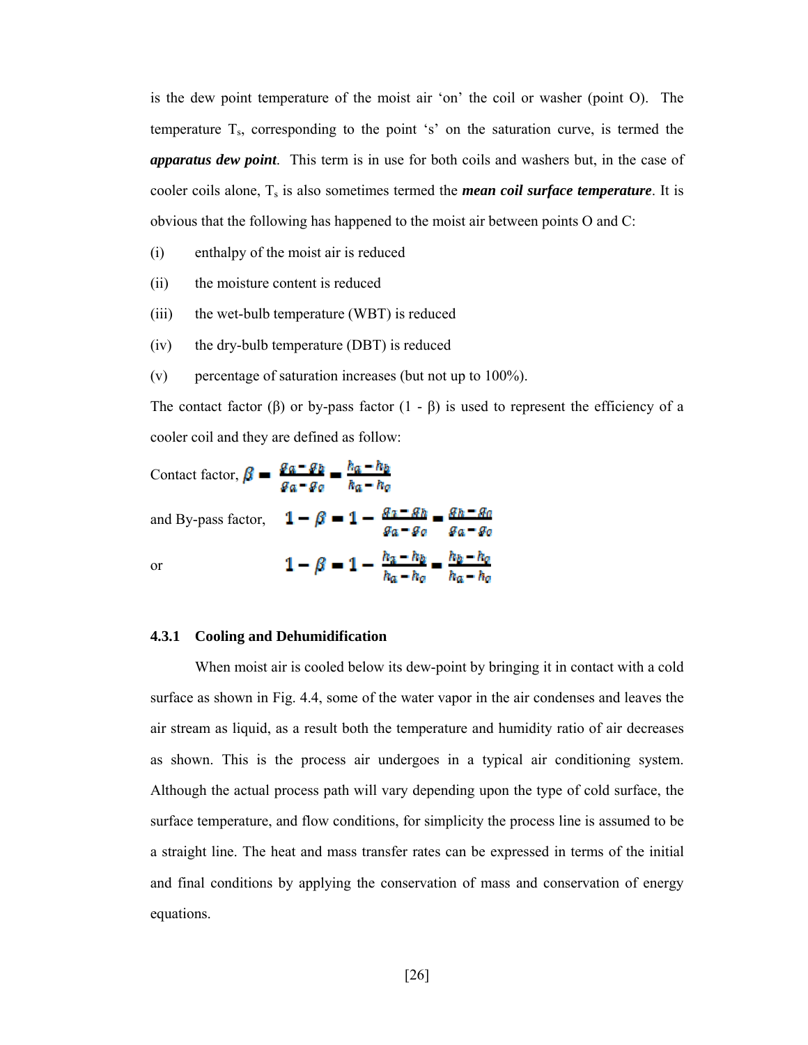is the dew point temperature of the moist air 'on' the coil or washer (point O). The temperature $T_s$, corresponding to the point 's' on the saturation curve, is termed the ***apparatus dew point***. This term is in use for both coils and washers but, in the case of cooler coils alone, $T_s$ is also sometimes termed the ***mean coil surface temperature***. It is obvious that the following has happened to the moist air between points O and C:

(i) enthalpy of the moist air is reduced

(ii) the moisture content is reduced

(iii) the wet-bulb temperature (WBT) is reduced

(iv) the dry-bulb temperature (DBT) is reduced

(v) percentage of saturation increases (but not up to 100%).

The contact factor (β) or by-pass factor (1 - β) is used to represent the efficiency of a cooler coil and they are defined as follow:

Contact factor, $\beta = \dfrac{g_a - g_b}{g_a - g_o} = \dfrac{h_a - h_b}{h_a - h_o}$

and By-pass factor, $1 - \beta = 1 - \dfrac{g_a - g_b}{g_a - g_o} = \dfrac{g_b - g_o}{g_a - g_o}$

or $1 - \beta = 1 - \dfrac{h_a - h_b}{h_a - h_o} = \dfrac{h_b - h_o}{h_a - h_o}$

### 4.3.1 Cooling and Dehumidification

When moist air is cooled below its dew-point by bringing it in contact with a cold surface as shown in Fig. 4.4, some of the water vapor in the air condenses and leaves the air stream as liquid, as a result both the temperature and humidity ratio of air decreases as shown. This is the process air undergoes in a typical air conditioning system. Although the actual process path will vary depending upon the type of cold surface, the surface temperature, and flow conditions, for simplicity the process line is assumed to be a straight line. The heat and mass transfer rates can be expressed in terms of the initial and final conditions by applying the conservation of mass and conservation of energy equations.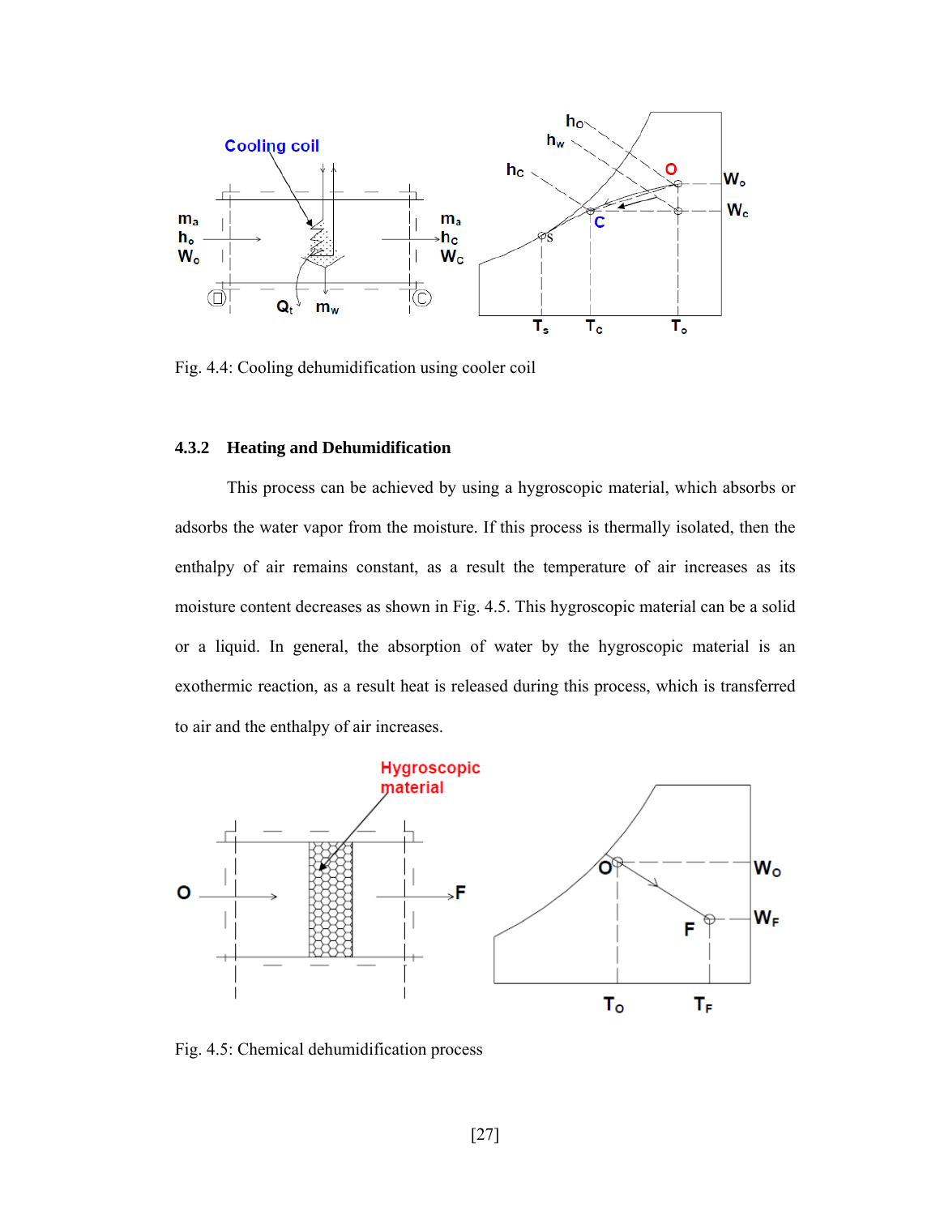Fig. 4.4: Cooling dehumidification using cooler coil

### 4.3.2 Heating and Dehumidification

This process can be achieved by using a hygroscopic material, which absorbs or adsorbs the water vapor from the moisture. If this process is thermally isolated, then the enthalpy of air remains constant, as a result the temperature of air increases as its moisture content decreases as shown in Fig. 4.5. This hygroscopic material can be a solid or a liquid. In general, the absorption of water by the hygroscopic material is an exothermic reaction, as a result heat is released during this process, which is transferred to air and the enthalpy of air increases.

Fig. 4.5: Chemical dehumidification process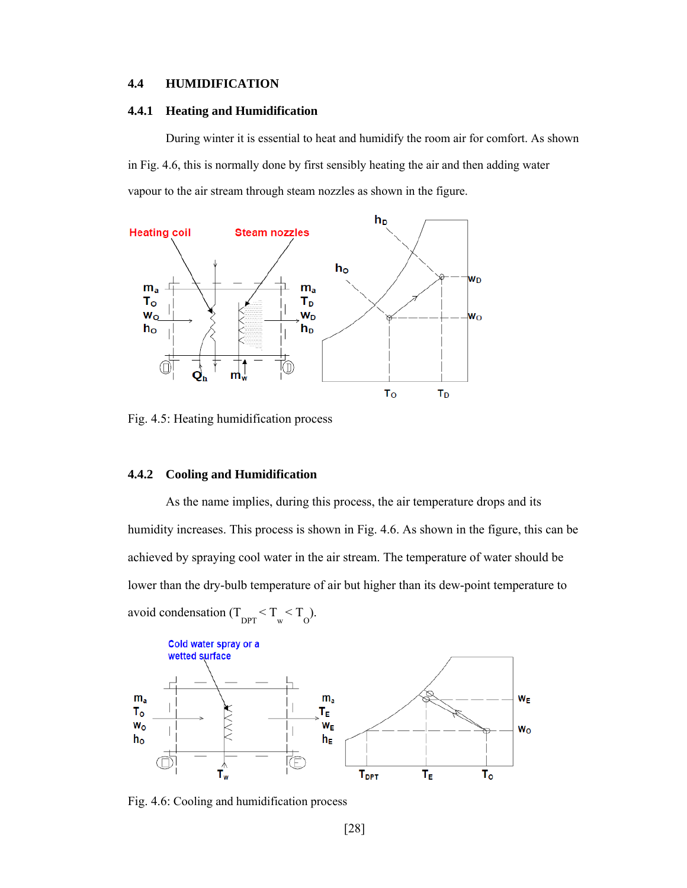## 4.4 HUMIDIFICATION

### 4.4.1 Heating and Humidification

During winter it is essential to heat and humidify the room air for comfort. As shown in Fig. 4.6, this is normally done by first sensibly heating the air and then adding water vapour to the air stream through steam nozzles as shown in the figure.

Fig. 4.5: Heating humidification process

### 4.4.2 Cooling and Humidification

As the name implies, during this process, the air temperature drops and its humidity increases. This process is shown in Fig. 4.6. As shown in the figure, this can be achieved by spraying cool water in the air stream. The temperature of water should be lower than the dry-bulb temperature of air but higher than its dew-point temperature to avoid condensation ($T_{DPT} < T_w < T_O$).

Fig. 4.6: Cooling and humidification process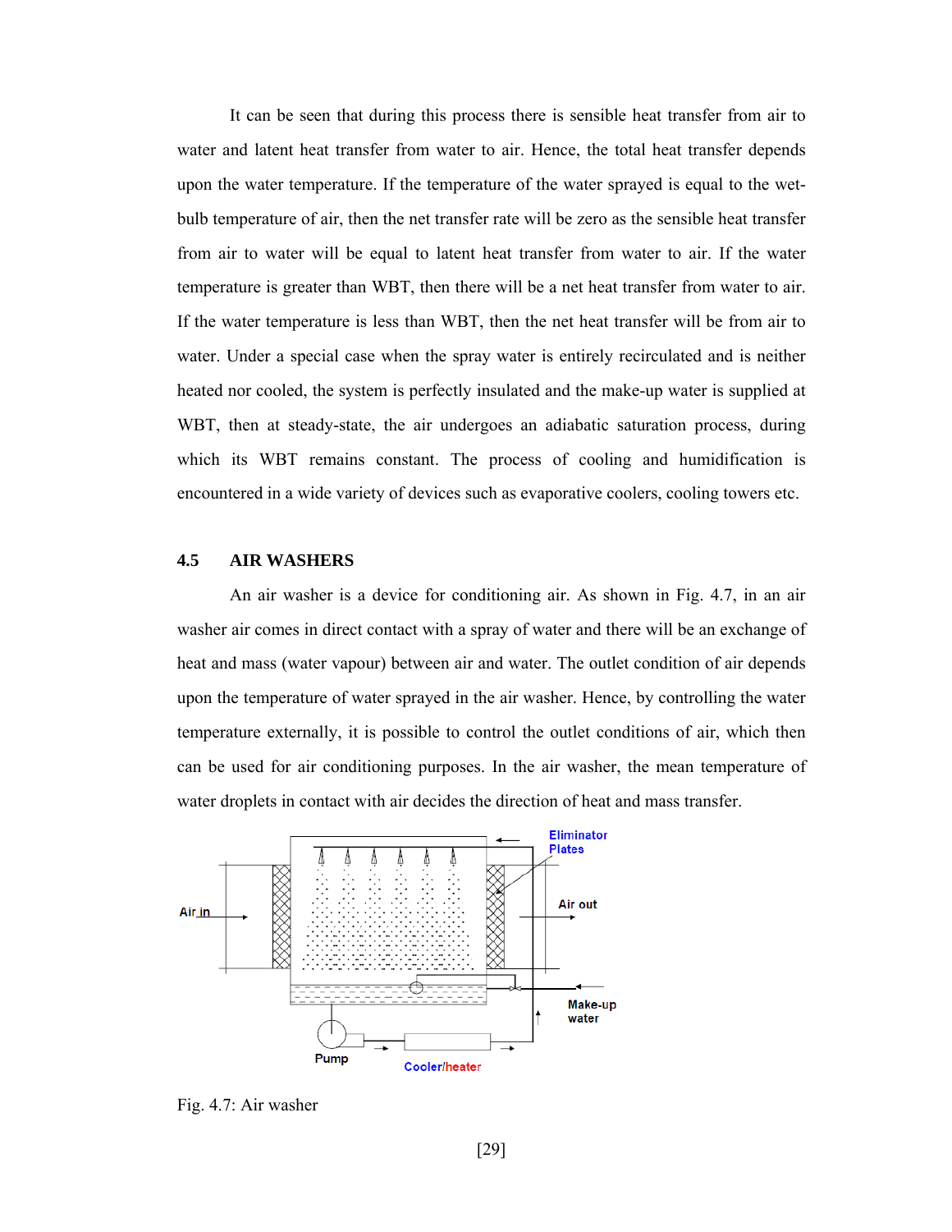It can be seen that during this process there is sensible heat transfer from air to water and latent heat transfer from water to air. Hence, the total heat transfer depends upon the water temperature. If the temperature of the water sprayed is equal to the wet-bulb temperature of air, then the net transfer rate will be zero as the sensible heat transfer from air to water will be equal to latent heat transfer from water to air. If the water temperature is greater than WBT, then there will be a net heat transfer from water to air. If the water temperature is less than WBT, then the net heat transfer will be from air to water. Under a special case when the spray water is entirely recirculated and is neither heated nor cooled, the system is perfectly insulated and the make-up water is supplied at WBT, then at steady-state, the air undergoes an adiabatic saturation process, during which its WBT remains constant. The process of cooling and humidification is encountered in a wide variety of devices such as evaporative coolers, cooling towers etc.

## 4.5 AIR WASHERS

An air washer is a device for conditioning air. As shown in Fig. 4.7, in an air washer air comes in direct contact with a spray of water and there will be an exchange of heat and mass (water vapour) between air and water. The outlet condition of air depends upon the temperature of water sprayed in the air washer. Hence, by controlling the water temperature externally, it is possible to control the outlet conditions of air, which then can be used for air conditioning purposes. In the air washer, the mean temperature of water droplets in contact with air decides the direction of heat and mass transfer.

Fig. 4.7: Air washer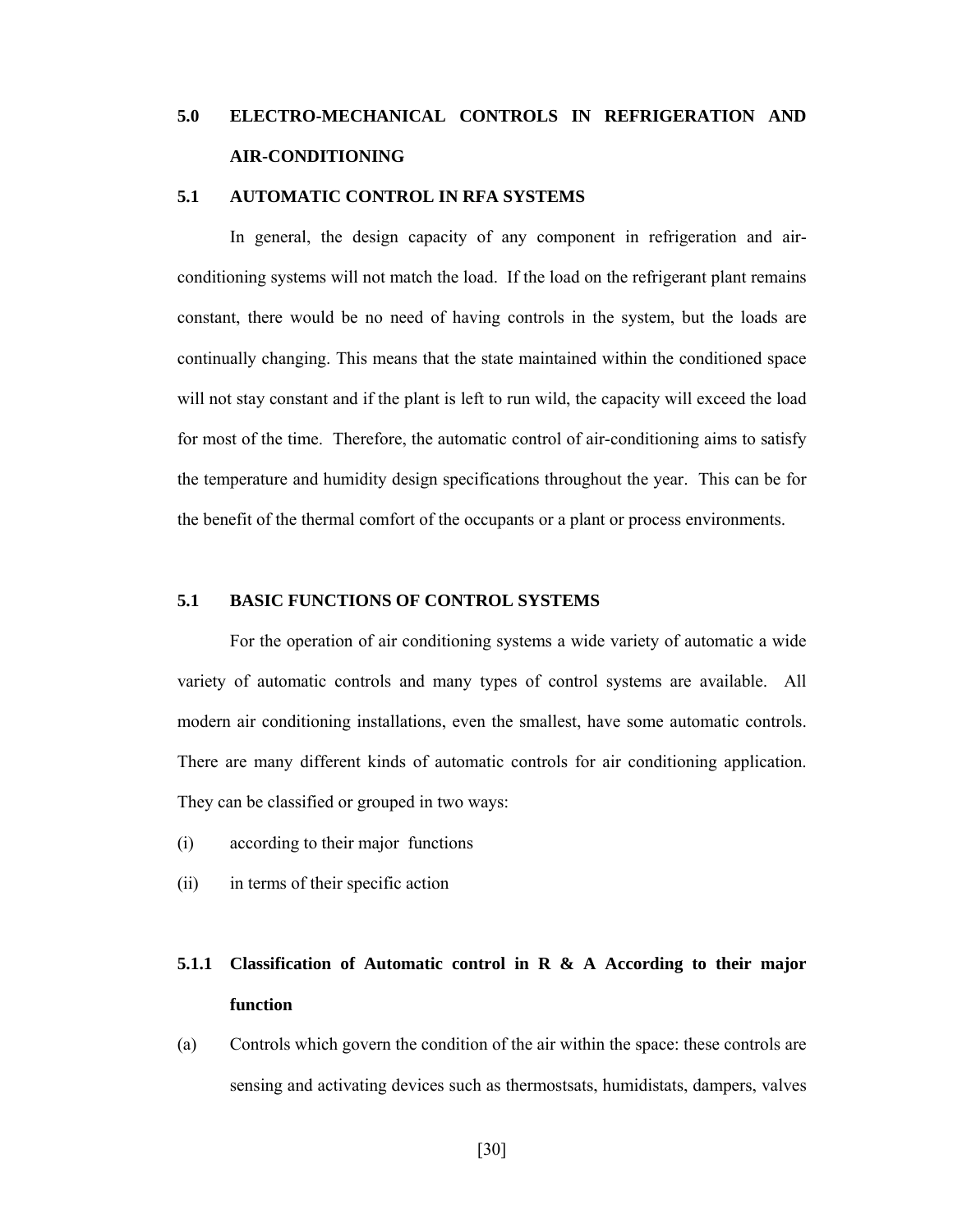## 5.0 ELECTRO-MECHANICAL CONTROLS IN REFRIGERATION AND AIR-CONDITIONING

### 5.1 AUTOMATIC CONTROL IN RFA SYSTEMS

In general, the design capacity of any component in refrigeration and air-conditioning systems will not match the load. If the load on the refrigerant plant remains constant, there would be no need of having controls in the system, but the loads are continually changing. This means that the state maintained within the conditioned space will not stay constant and if the plant is left to run wild, the capacity will exceed the load for most of the time. Therefore, the automatic control of air-conditioning aims to satisfy the temperature and humidity design specifications throughout the year. This can be for the benefit of the thermal comfort of the occupants or a plant or process environments.

### 5.1 BASIC FUNCTIONS OF CONTROL SYSTEMS

For the operation of air conditioning systems a wide variety of automatic a wide variety of automatic controls and many types of control systems are available. All modern air conditioning installations, even the smallest, have some automatic controls. There are many different kinds of automatic controls for air conditioning application. They can be classified or grouped in two ways:

(i) according to their major functions

(ii) in terms of their specific action

#### 5.1.1 Classification of Automatic control in R & A According to their major function

(a) Controls which govern the condition of the air within the space: these controls are sensing and activating devices such as thermostsats, humidistats, dampers, valves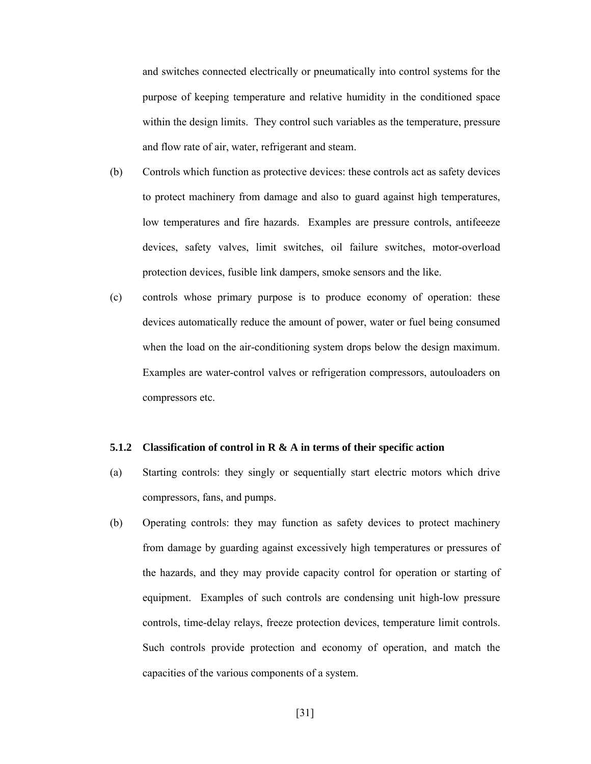and switches connected electrically or pneumatically into control systems for the purpose of keeping temperature and relative humidity in the conditioned space within the design limits. They control such variables as the temperature, pressure and flow rate of air, water, refrigerant and steam.

(b) Controls which function as protective devices: these controls act as safety devices to protect machinery from damage and also to guard against high temperatures, low temperatures and fire hazards. Examples are pressure controls, antifeeeze devices, safety valves, limit switches, oil failure switches, motor-overload protection devices, fusible link dampers, smoke sensors and the like.

(c) controls whose primary purpose is to produce economy of operation: these devices automatically reduce the amount of power, water or fuel being consumed when the load on the air-conditioning system drops below the design maximum. Examples are water-control valves or refrigeration compressors, autouloaders on compressors etc.

### 5.1.2 Classification of control in R & A in terms of their specific action

(a) Starting controls: they singly or sequentially start electric motors which drive compressors, fans, and pumps.

(b) Operating controls: they may function as safety devices to protect machinery from damage by guarding against excessively high temperatures or pressures of the hazards, and they may provide capacity control for operation or starting of equipment. Examples of such controls are condensing unit high-low pressure controls, time-delay relays, freeze protection devices, temperature limit controls. Such controls provide protection and economy of operation, and match the capacities of the various components of a system.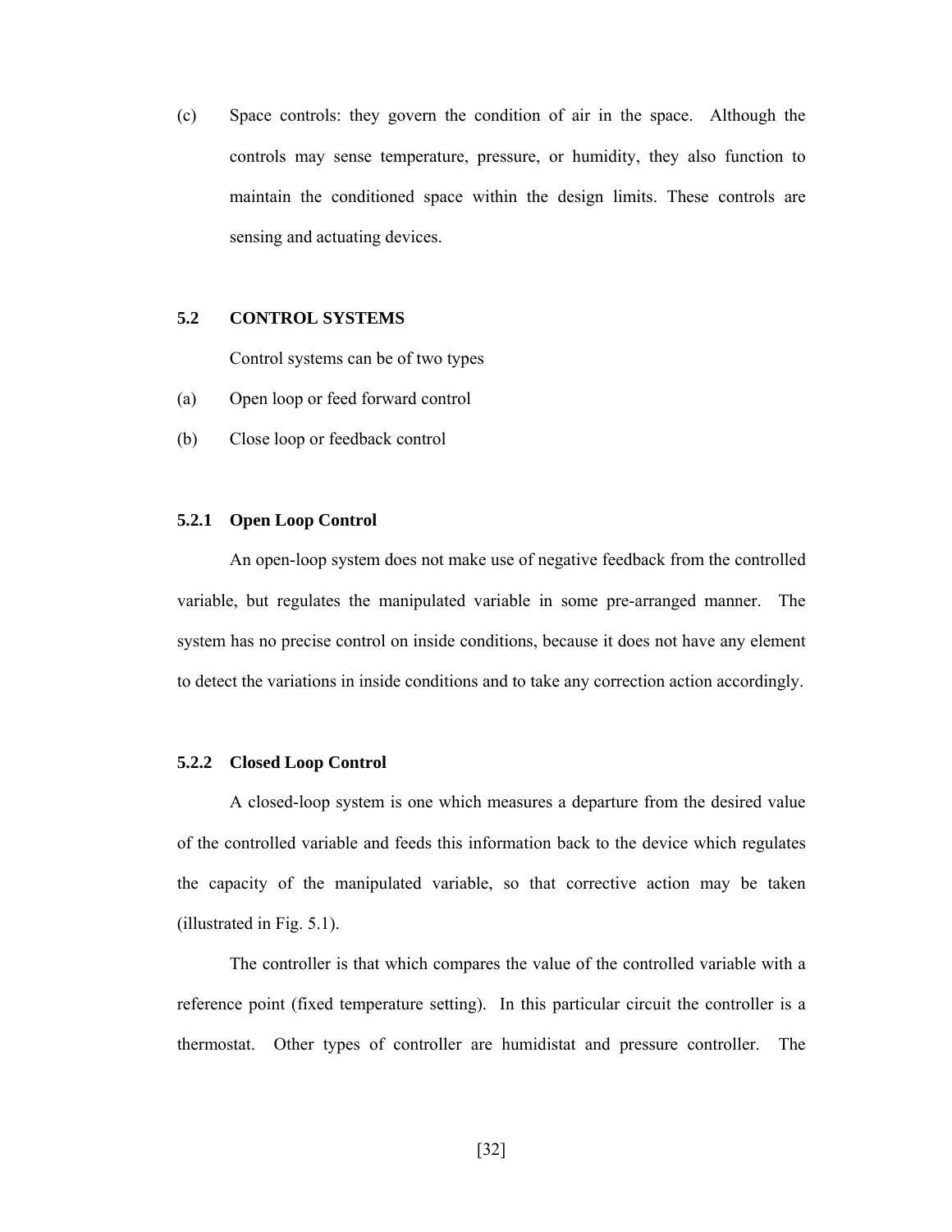(c) Space controls: they govern the condition of air in the space. Although the controls may sense temperature, pressure, or humidity, they also function to maintain the conditioned space within the design limits. These controls are sensing and actuating devices.

## 5.2 CONTROL SYSTEMS

Control systems can be of two types

(a) Open loop or feed forward control

(b) Close loop or feedback control

### 5.2.1 Open Loop Control

An open-loop system does not make use of negative feedback from the controlled variable, but regulates the manipulated variable in some pre-arranged manner. The system has no precise control on inside conditions, because it does not have any element to detect the variations in inside conditions and to take any correction action accordingly.

### 5.2.2 Closed Loop Control

A closed-loop system is one which measures a departure from the desired value of the controlled variable and feeds this information back to the device which regulates the capacity of the manipulated variable, so that corrective action may be taken (illustrated in Fig. 5.1).

The controller is that which compares the value of the controlled variable with a reference point (fixed temperature setting). In this particular circuit the controller is a thermostat. Other types of controller are humidistat and pressure controller. The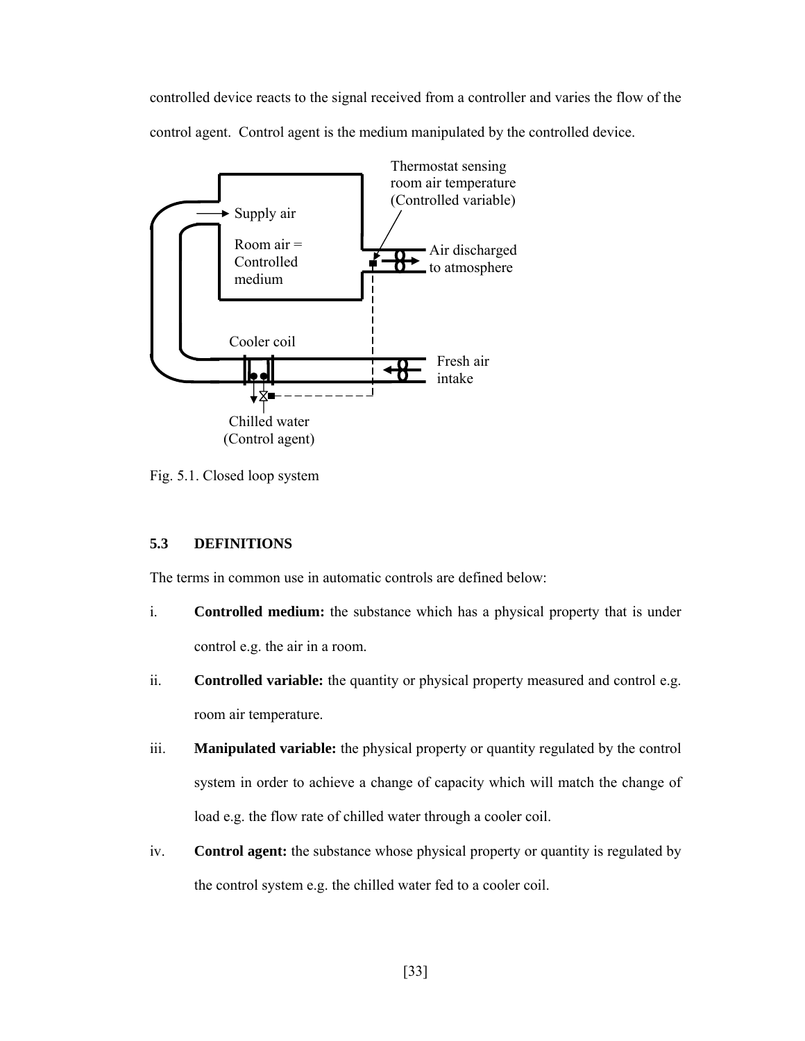controlled device reacts to the signal received from a controller and varies the flow of the control agent. Control agent is the medium manipulated by the controlled device.

Fig. 5.1. Closed loop system

### 5.3 DEFINITIONS

The terms in common use in automatic controls are defined below:

i. **Controlled medium:** the substance which has a physical property that is under control e.g. the air in a room.

ii. **Controlled variable:** the quantity or physical property measured and control e.g. room air temperature.

iii. **Manipulated variable:** the physical property or quantity regulated by the control system in order to achieve a change of capacity which will match the change of load e.g. the flow rate of chilled water through a cooler coil.

iv. **Control agent:** the substance whose physical property or quantity is regulated by the control system e.g. the chilled water fed to a cooler coil.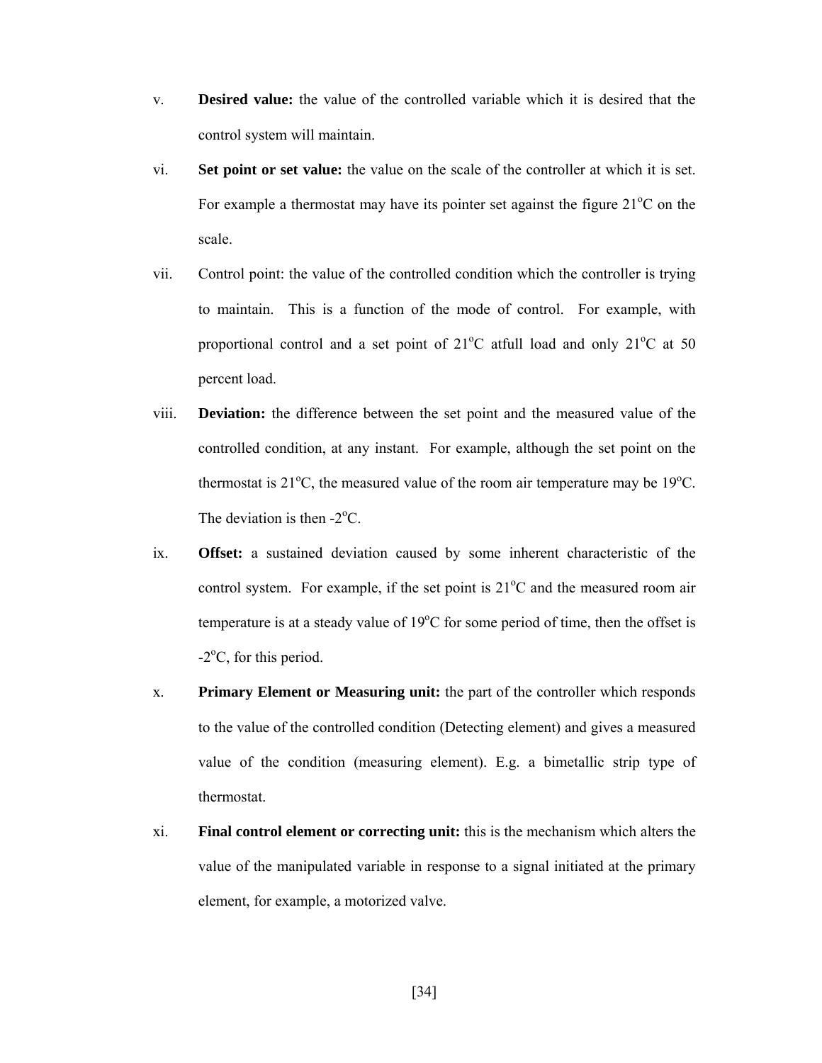v. **Desired value:** the value of the controlled variable which it is desired that the control system will maintain.

vi. **Set point or set value:** the value on the scale of the controller at which it is set. For example a thermostat may have its pointer set against the figure 21$^{o}$C on the scale.

vii. Control point: the value of the controlled condition which the controller is trying to maintain. This is a function of the mode of control. For example, with proportional control and a set point of 21$^{o}$C atfull load and only 21$^{o}$C at 50 percent load.

viii. **Deviation:** the difference between the set point and the measured value of the controlled condition, at any instant. For example, although the set point on the thermostat is 21$^{o}$C, the measured value of the room air temperature may be 19$^{o}$C. The deviation is then -2$^{o}$C.

ix. **Offset:** a sustained deviation caused by some inherent characteristic of the control system. For example, if the set point is 21$^{o}$C and the measured room air temperature is at a steady value of 19$^{o}$C for some period of time, then the offset is -2$^{o}$C, for this period.

x. **Primary Element or Measuring unit:** the part of the controller which responds to the value of the controlled condition (Detecting element) and gives a measured value of the condition (measuring element). E.g. a bimetallic strip type of thermostat.

xi. **Final control element or correcting unit:** this is the mechanism which alters the value of the manipulated variable in response to a signal initiated at the primary element, for example, a motorized valve.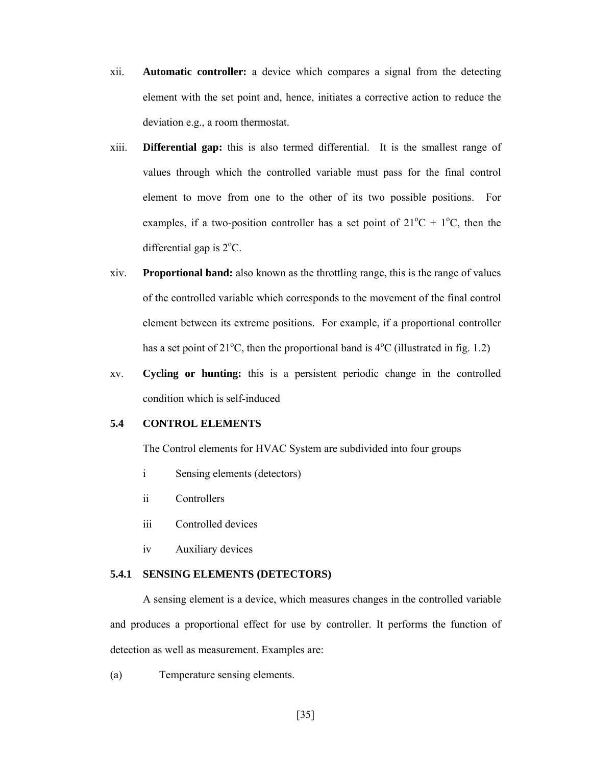xii. **Automatic controller:** a device which compares a signal from the detecting element with the set point and, hence, initiates a corrective action to reduce the deviation e.g., a room thermostat.

xiii. **Differential gap:** this is also termed differential. It is the smallest range of values through which the controlled variable must pass for the final control element to move from one to the other of its two possible positions. For examples, if a two-position controller has a set point of $21^oC + 1^oC$, then the differential gap is $2^oC$.

xiv. **Proportional band:** also known as the throttling range, this is the range of values of the controlled variable which corresponds to the movement of the final control element between its extreme positions. For example, if a proportional controller has a set point of $21^oC$, then the proportional band is $4^oC$ (illustrated in fig. 1.2)

xv. **Cycling or hunting:** this is a persistent periodic change in the controlled condition which is self-induced

## 5.4 CONTROL ELEMENTS

The Control elements for HVAC System are subdivided into four groups

- i Sensing elements (detectors)
- ii Controllers
- iii Controlled devices
- iv Auxiliary devices

### 5.4.1 SENSING ELEMENTS (DETECTORS)

A sensing element is a device, which measures changes in the controlled variable and produces a proportional effect for use by controller. It performs the function of detection as well as measurement. Examples are:

(a) Temperature sensing elements.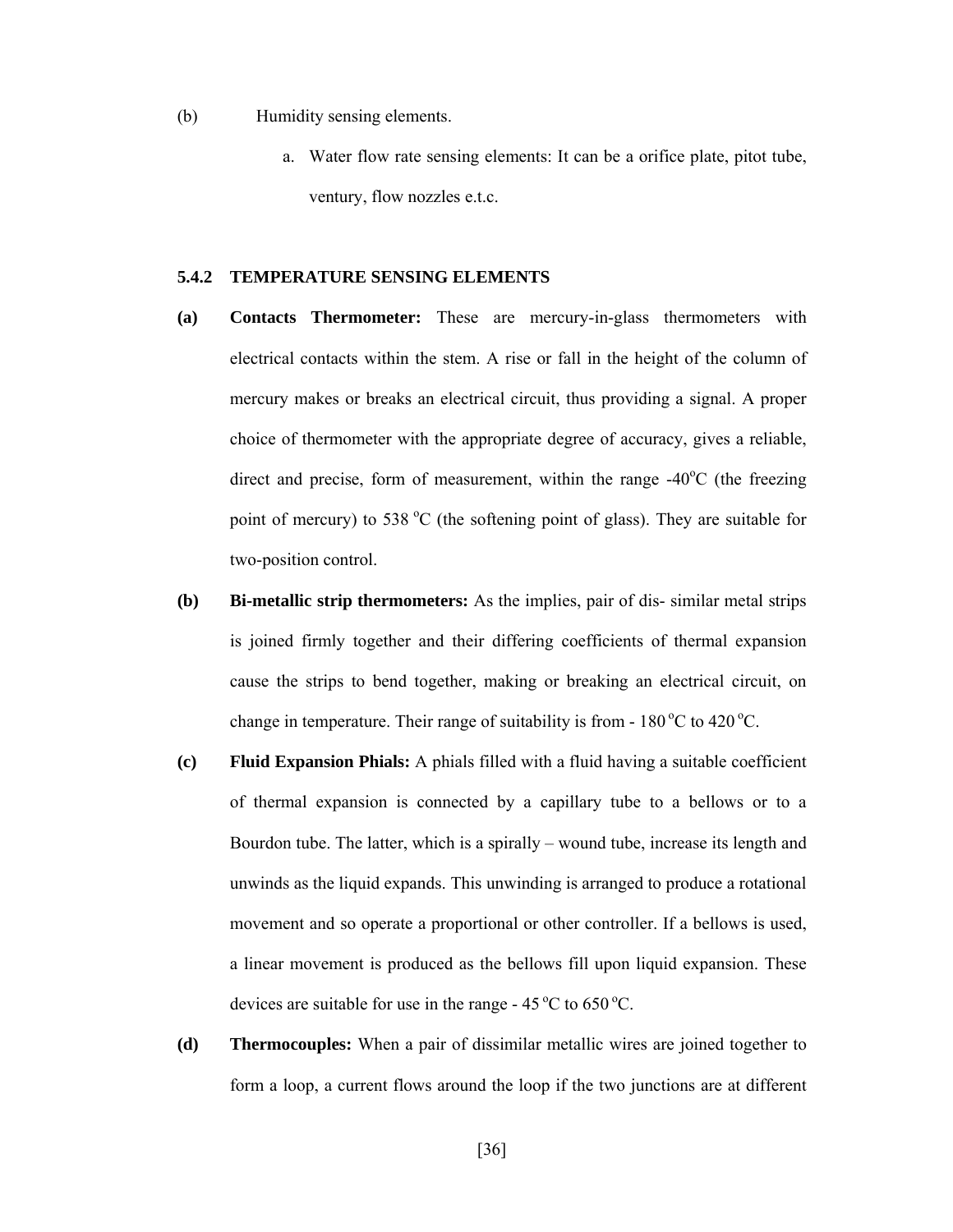(b) Humidity sensing elements.

a. Water flow rate sensing elements: It can be a orifice plate, pitot tube, ventury, flow nozzles e.t.c.

### 5.4.2 TEMPERATURE SENSING ELEMENTS

**(a) Contacts Thermometer:** These are mercury-in-glass thermometers with electrical contacts within the stem. A rise or fall in the height of the column of mercury makes or breaks an electrical circuit, thus providing a signal. A proper choice of thermometer with the appropriate degree of accuracy, gives a reliable, direct and precise, form of measurement, within the range -40$^{o}$C (the freezing point of mercury) to 538 $^{o}$C (the softening point of glass). They are suitable for two-position control.

**(b) Bi-metallic strip thermometers:** As the implies, pair of dis- similar metal strips is joined firmly together and their differing coefficients of thermal expansion cause the strips to bend together, making or breaking an electrical circuit, on change in temperature. Their range of suitability is from - 180 $^{o}$C to 420 $^{o}$C.

**(c) Fluid Expansion Phials:** A phials filled with a fluid having a suitable coefficient of thermal expansion is connected by a capillary tube to a bellows or to a Bourdon tube. The latter, which is a spirally – wound tube, increase its length and unwinds as the liquid expands. This unwinding is arranged to produce a rotational movement and so operate a proportional or other controller. If a bellows is used, a linear movement is produced as the bellows fill upon liquid expansion. These devices are suitable for use in the range - 45 $^{o}$C to 650 $^{o}$C.

**(d) Thermocouples:** When a pair of dissimilar metallic wires are joined together to form a loop, a current flows around the loop if the two junctions are at different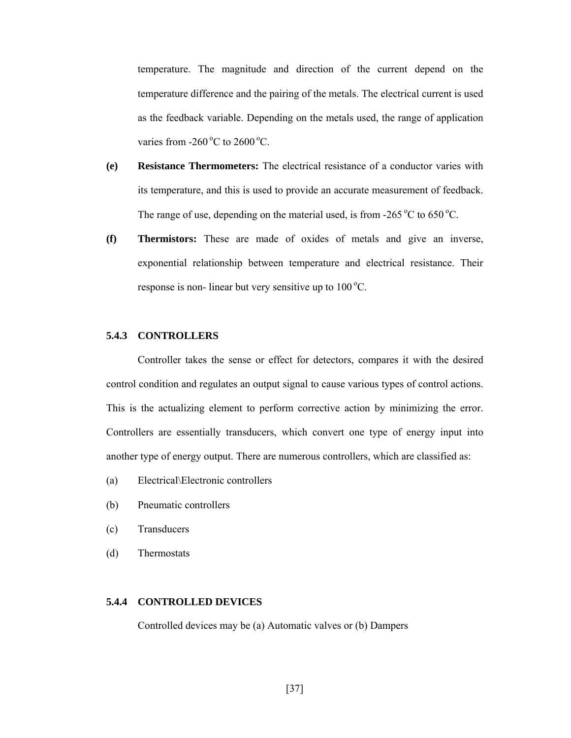temperature. The magnitude and direction of the current depend on the temperature difference and the pairing of the metals. The electrical current is used as the feedback variable. Depending on the metals used, the range of application varies from -260 $^oC$ to 2600 $^oC$.

**(e)** **Resistance Thermometers:** The electrical resistance of a conductor varies with its temperature, and this is used to provide an accurate measurement of feedback. The range of use, depending on the material used, is from -265 $^oC$ to 650 $^oC$.

**(f)** **Thermistors:** These are made of oxides of metals and give an inverse, exponential relationship between temperature and electrical resistance. Their response is non- linear but very sensitive up to 100 $^oC$.

### 5.4.3 CONTROLLERS

Controller takes the sense or effect for detectors, compares it with the desired control condition and regulates an output signal to cause various types of control actions. This is the actualizing element to perform corrective action by minimizing the error. Controllers are essentially transducers, which convert one type of energy input into another type of energy output. There are numerous controllers, which are classified as:

(a) Electrical\Electronic controllers

(b) Pneumatic controllers

(c) Transducers

(d) Thermostats

### 5.4.4 CONTROLLED DEVICES

Controlled devices may be (a) Automatic valves or (b) Dampers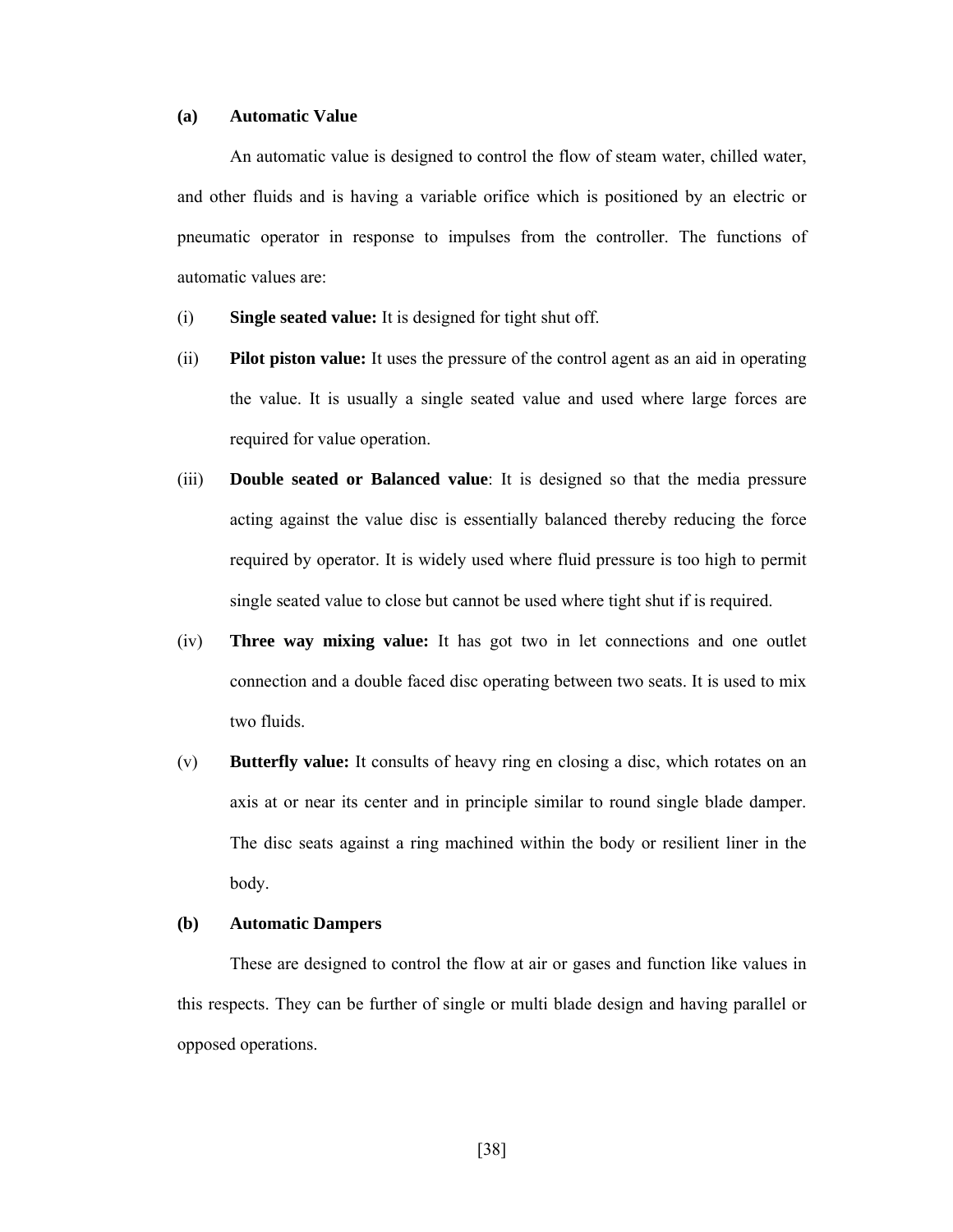**(a) Automatic Value**

An automatic value is designed to control the flow of steam water, chilled water, and other fluids and is having a variable orifice which is positioned by an electric or pneumatic operator in response to impulses from the controller. The functions of automatic values are:

(i) **Single seated value:** It is designed for tight shut off.

(ii) **Pilot piston value:** It uses the pressure of the control agent as an aid in operating the value. It is usually a single seated value and used where large forces are required for value operation.

(iii) **Double seated or Balanced value**: It is designed so that the media pressure acting against the value disc is essentially balanced thereby reducing the force required by operator. It is widely used where fluid pressure is too high to permit single seated value to close but cannot be used where tight shut if is required.

(iv) **Three way mixing value:** It has got two in let connections and one outlet connection and a double faced disc operating between two seats. It is used to mix two fluids.

(v) **Butterfly value:** It consults of heavy ring en closing a disc, which rotates on an axis at or near its center and in principle similar to round single blade damper. The disc seats against a ring machined within the body or resilient liner in the body.

**(b) Automatic Dampers**

These are designed to control the flow at air or gases and function like values in this respects. They can be further of single or multi blade design and having parallel or opposed operations.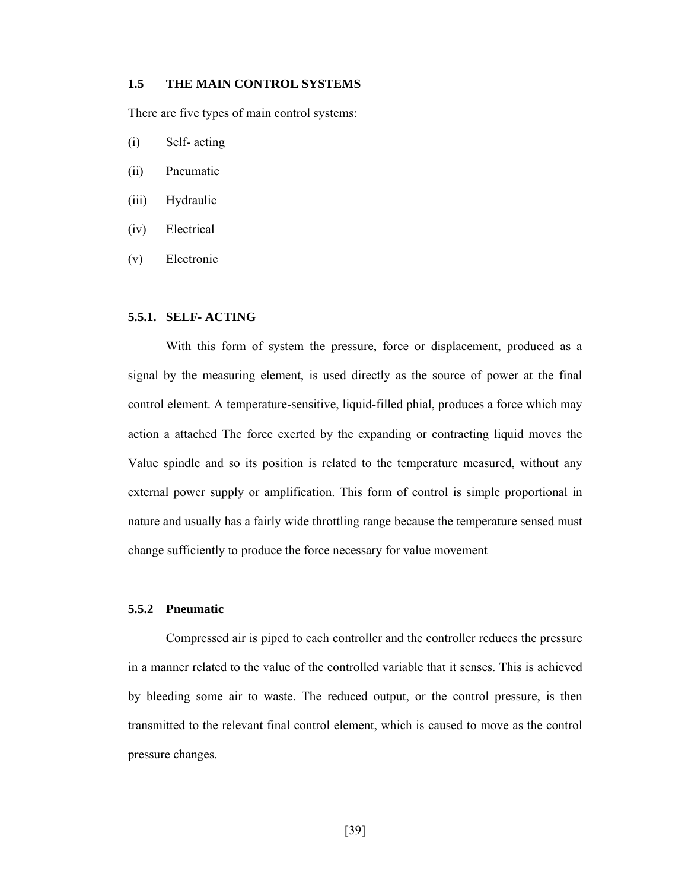## 1.5 THE MAIN CONTROL SYSTEMS

There are five types of main control systems:

(i) Self- acting

(ii) Pneumatic

(iii) Hydraulic

(iv) Electrical

(v) Electronic

### 5.5.1. SELF- ACTING

With this form of system the pressure, force or displacement, produced as a signal by the measuring element, is used directly as the source of power at the final control element. A temperature-sensitive, liquid-filled phial, produces a force which may action a attached The force exerted by the expanding or contracting liquid moves the Value spindle and so its position is related to the temperature measured, without any external power supply or amplification. This form of control is simple proportional in nature and usually has a fairly wide throttling range because the temperature sensed must change sufficiently to produce the force necessary for value movement

### 5.5.2 Pneumatic

Compressed air is piped to each controller and the controller reduces the pressure in a manner related to the value of the controlled variable that it senses. This is achieved by bleeding some air to waste. The reduced output, or the control pressure, is then transmitted to the relevant final control element, which is caused to move as the control pressure changes.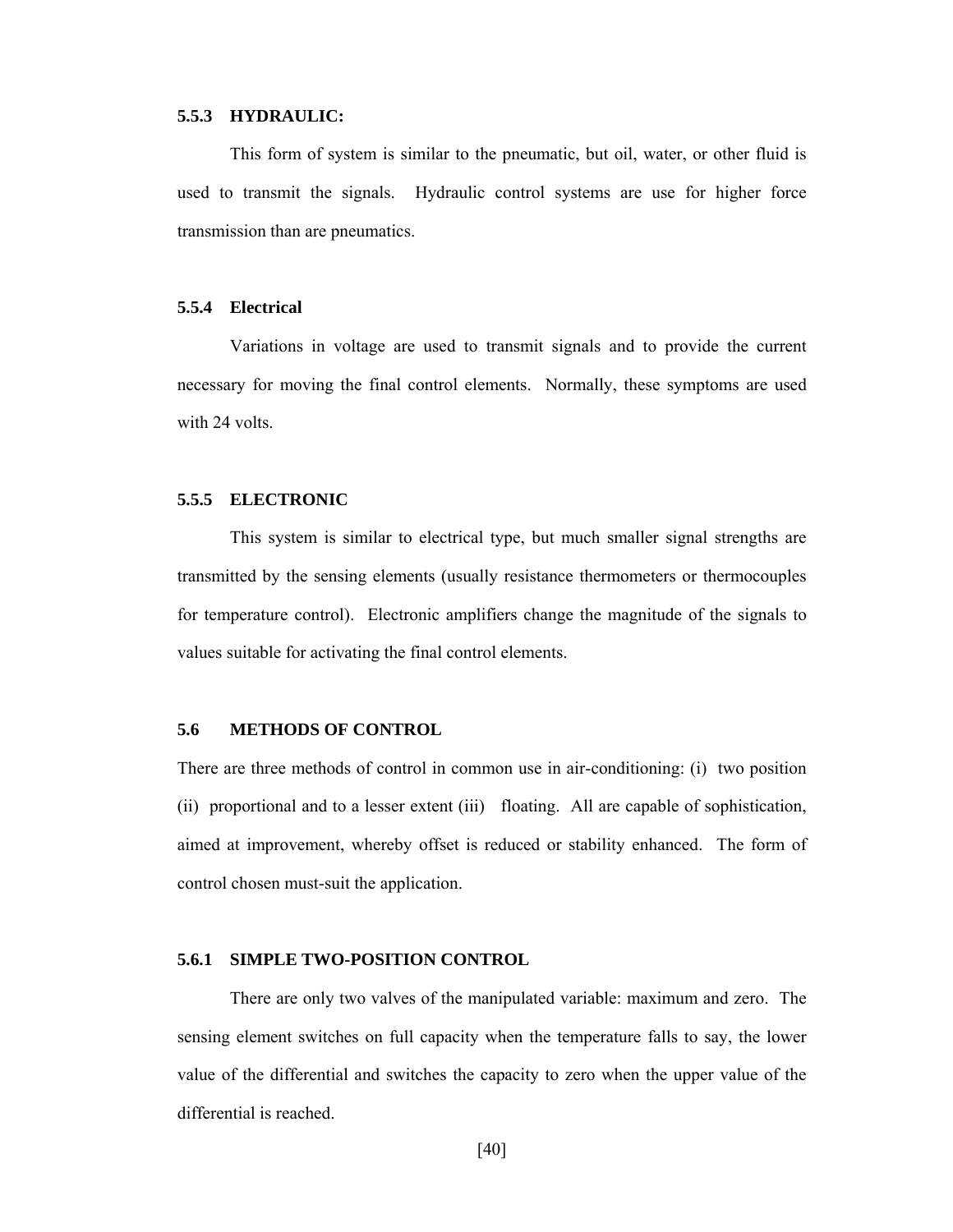### 5.5.3 HYDRAULIC:

This form of system is similar to the pneumatic, but oil, water, or other fluid is used to transmit the signals. Hydraulic control systems are use for higher force transmission than are pneumatics.

### 5.5.4 Electrical

Variations in voltage are used to transmit signals and to provide the current necessary for moving the final control elements. Normally, these symptoms are used with 24 volts.

### 5.5.5 ELECTRONIC

This system is similar to electrical type, but much smaller signal strengths are transmitted by the sensing elements (usually resistance thermometers or thermocouples for temperature control). Electronic amplifiers change the magnitude of the signals to values suitable for activating the final control elements.

## 5.6 METHODS OF CONTROL

There are three methods of control in common use in air-conditioning: (i) two position (ii) proportional and to a lesser extent (iii) floating. All are capable of sophistication, aimed at improvement, whereby offset is reduced or stability enhanced. The form of control chosen must-suit the application.

### 5.6.1 SIMPLE TWO-POSITION CONTROL

There are only two valves of the manipulated variable: maximum and zero. The sensing element switches on full capacity when the temperature falls to say, the lower value of the differential and switches the capacity to zero when the upper value of the differential is reached.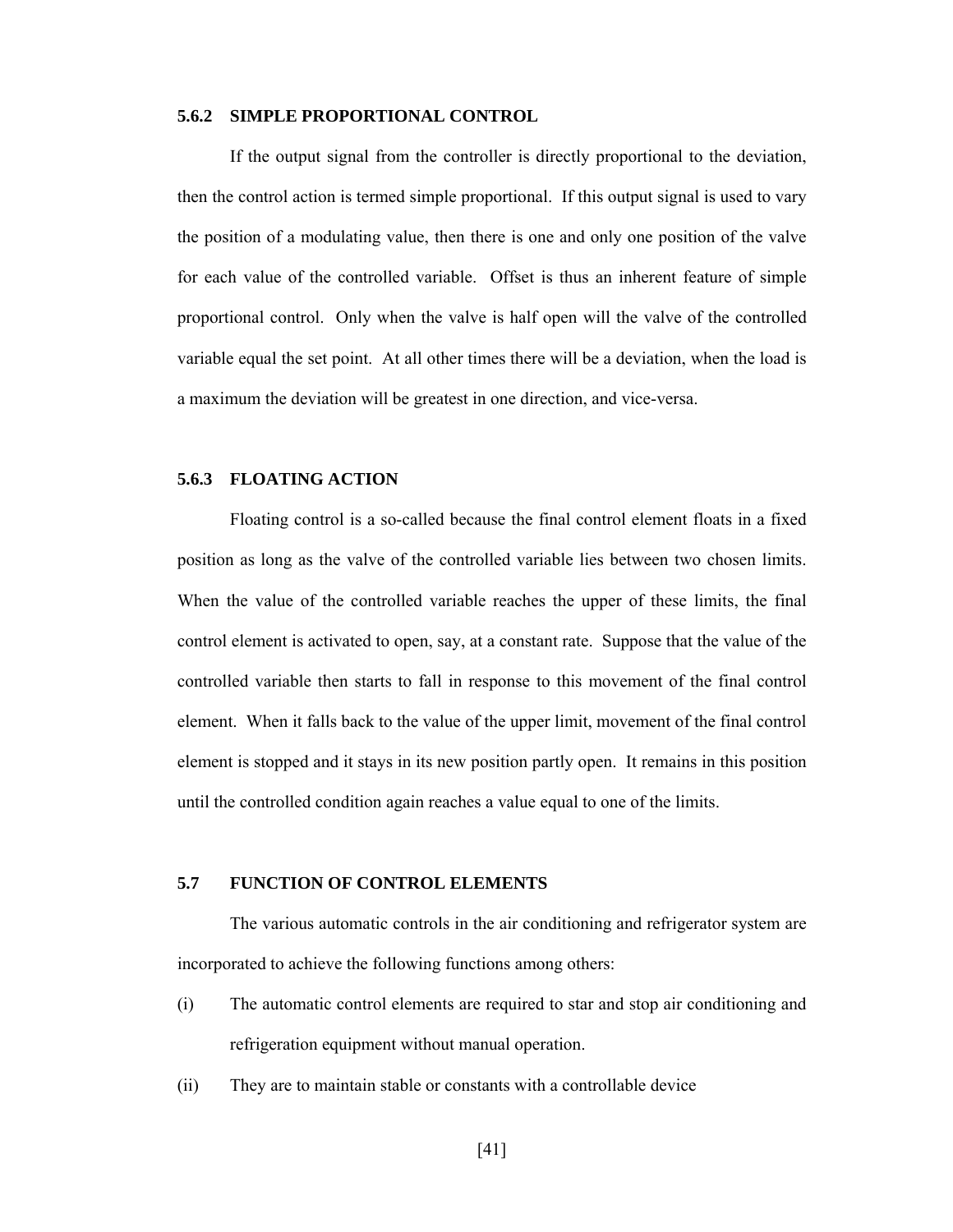### 5.6.2 SIMPLE PROPORTIONAL CONTROL

If the output signal from the controller is directly proportional to the deviation, then the control action is termed simple proportional. If this output signal is used to vary the position of a modulating value, then there is one and only one position of the valve for each value of the controlled variable. Offset is thus an inherent feature of simple proportional control. Only when the valve is half open will the valve of the controlled variable equal the set point. At all other times there will be a deviation, when the load is a maximum the deviation will be greatest in one direction, and vice-versa.

### 5.6.3 FLOATING ACTION

Floating control is a so-called because the final control element floats in a fixed position as long as the valve of the controlled variable lies between two chosen limits. When the value of the controlled variable reaches the upper of these limits, the final control element is activated to open, say, at a constant rate. Suppose that the value of the controlled variable then starts to fall in response to this movement of the final control element. When it falls back to the value of the upper limit, movement of the final control element is stopped and it stays in its new position partly open. It remains in this position until the controlled condition again reaches a value equal to one of the limits.

## 5.7 FUNCTION OF CONTROL ELEMENTS

The various automatic controls in the air conditioning and refrigerator system are incorporated to achieve the following functions among others:

(i) The automatic control elements are required to star and stop air conditioning and refrigeration equipment without manual operation.

(ii) They are to maintain stable or constants with a controllable device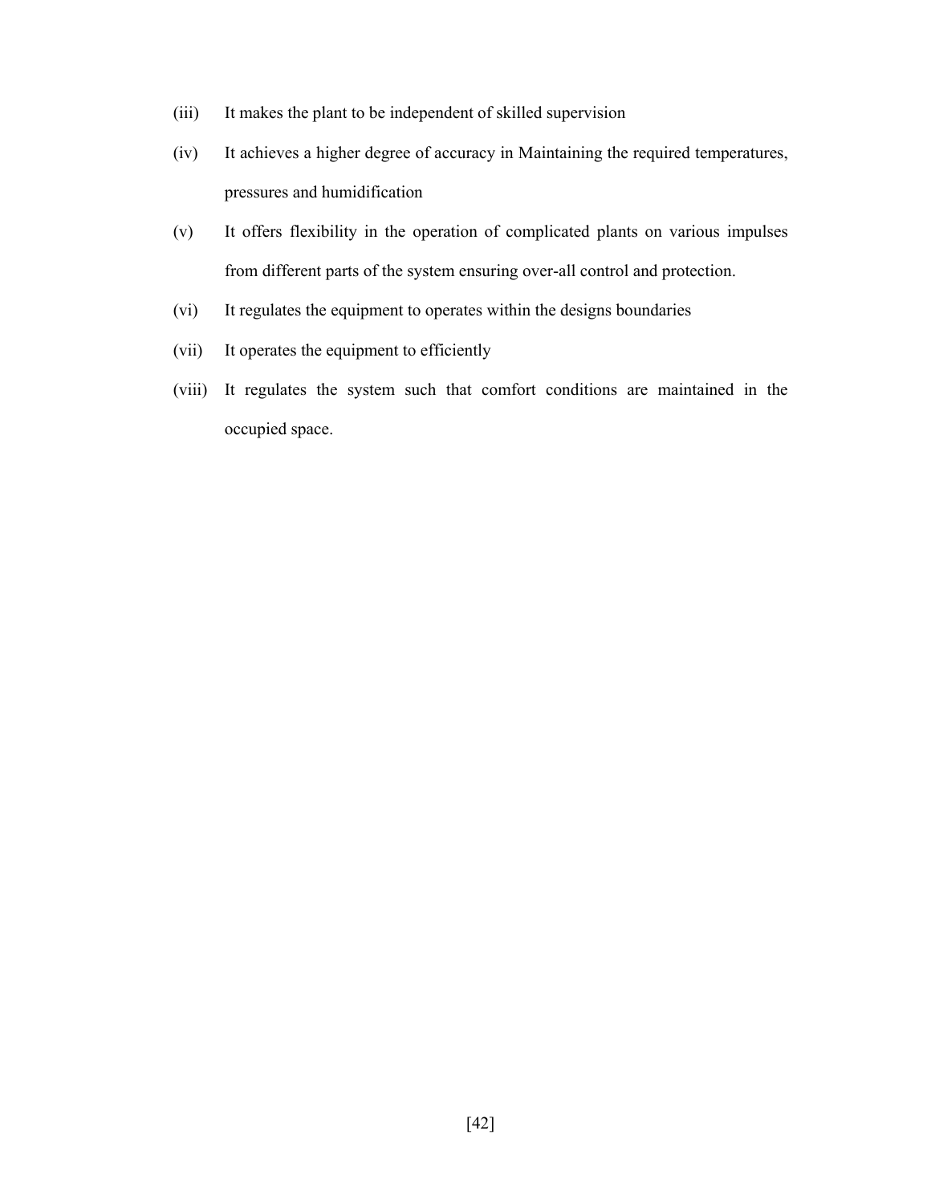(iii) It makes the plant to be independent of skilled supervision

(iv) It achieves a higher degree of accuracy in Maintaining the required temperatures, pressures and humidification

(v) It offers flexibility in the operation of complicated plants on various impulses from different parts of the system ensuring over-all control and protection.

(vi) It regulates the equipment to operates within the designs boundaries

(vii) It operates the equipment to efficiently

(viii) It regulates the system such that comfort conditions are maintained in the occupied space.